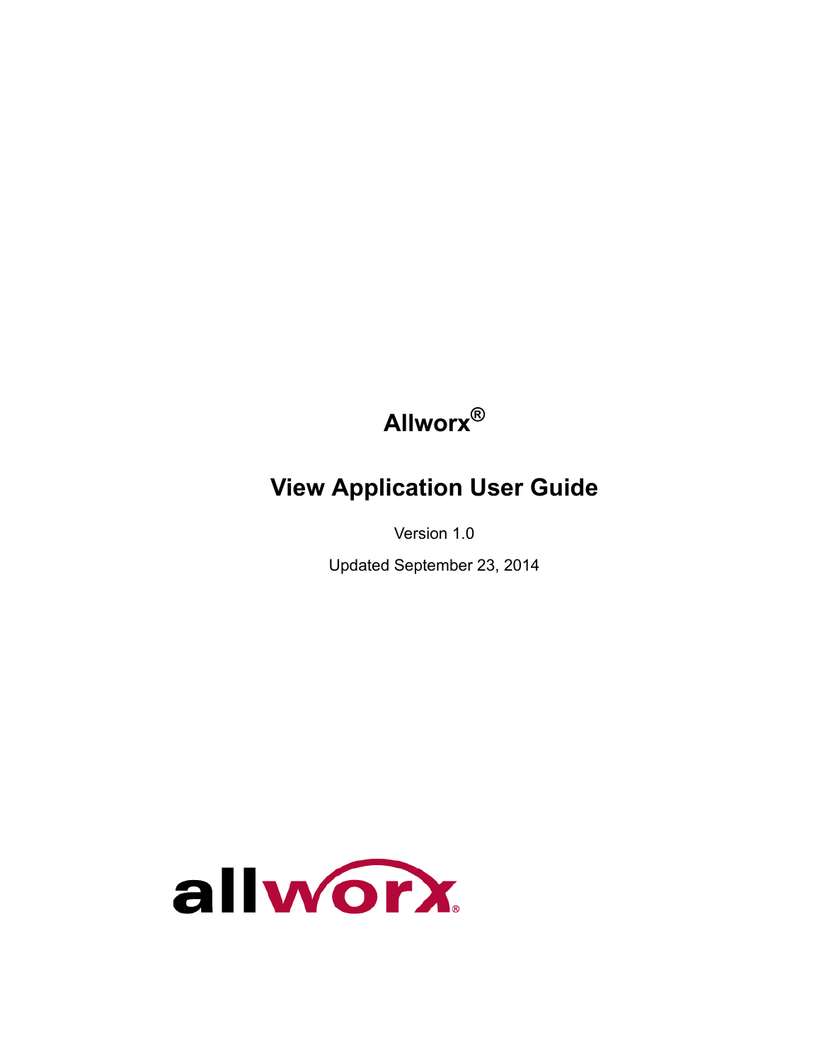# Allworx®

## View Application User Guide

Version 1.0

Updated September 23, 2014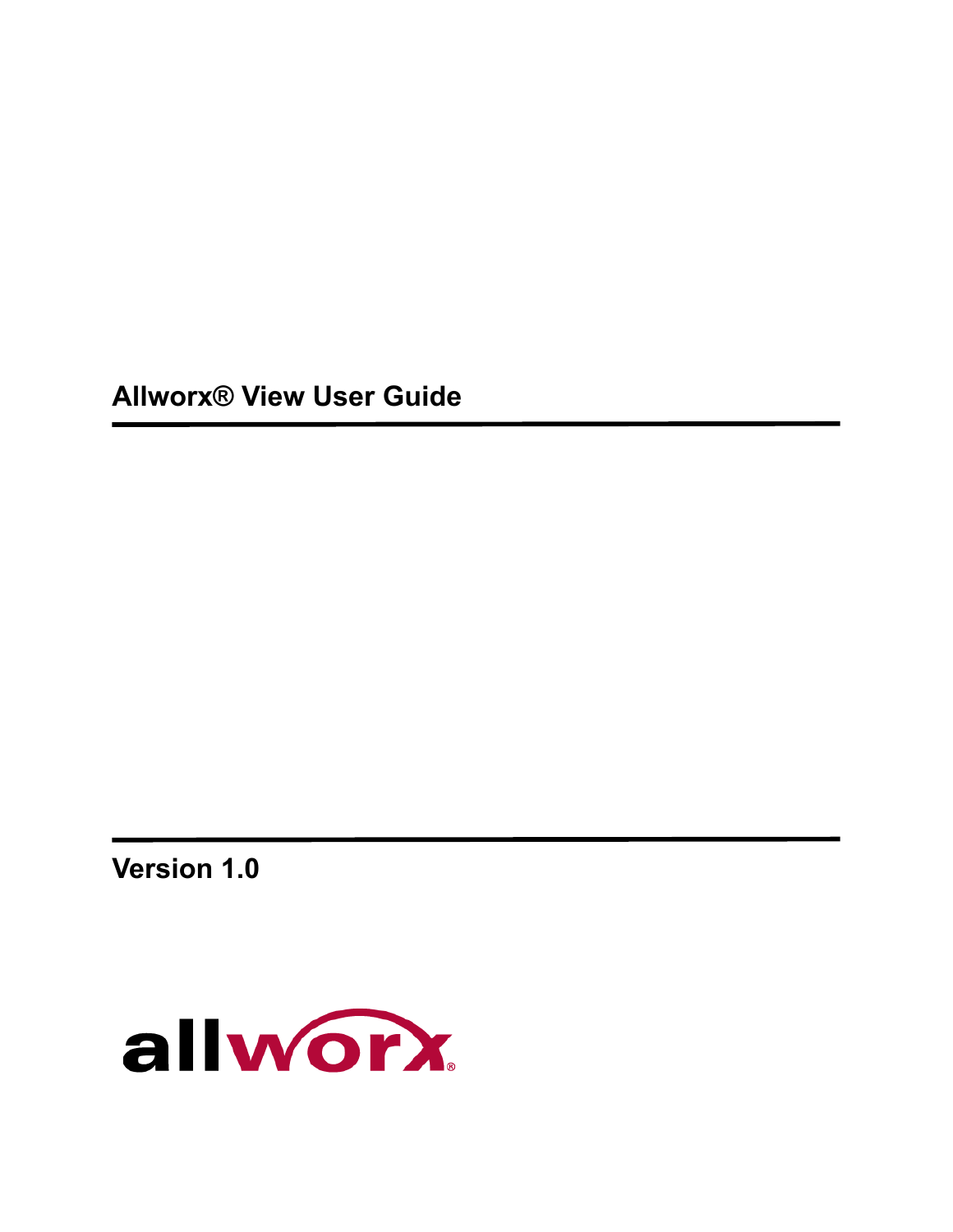# Allworx® View User Guide

---

**Version 1.0**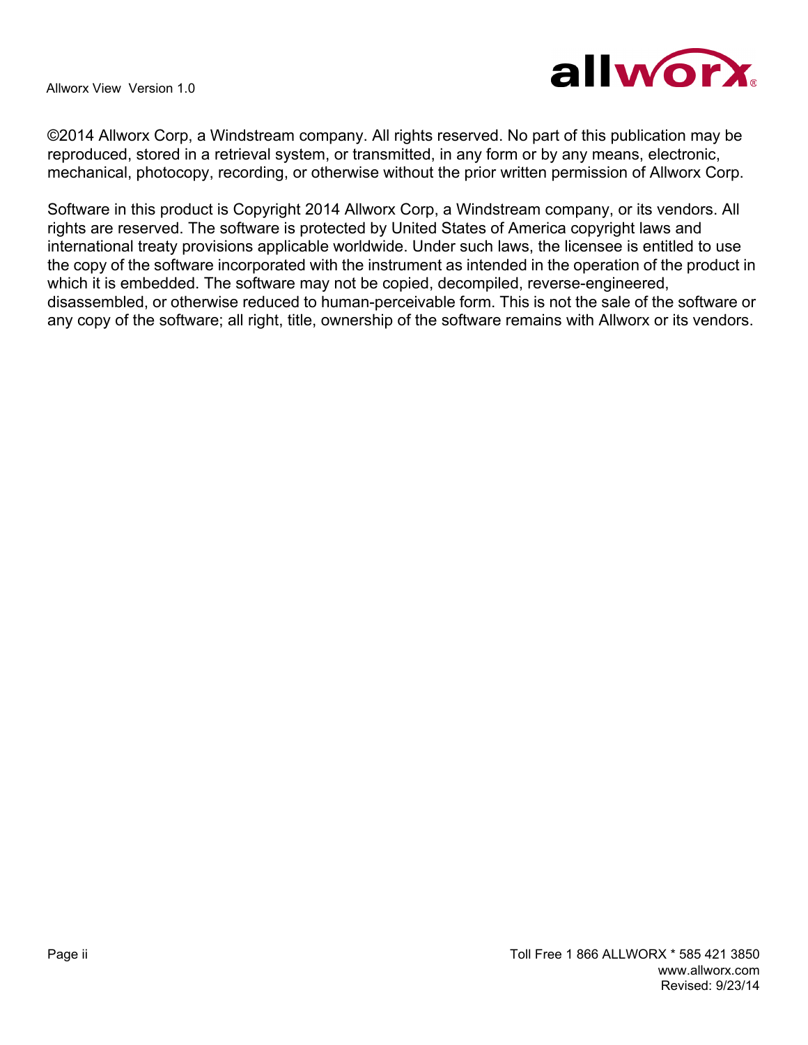©2014 Allworx Corp, a Windstream company. All rights reserved. No part of this publication may be reproduced, stored in a retrieval system, or transmitted, in any form or by any means, electronic, mechanical, photocopy, recording, or otherwise without the prior written permission of Allworx Corp.

Software in this product is Copyright 2014 Allworx Corp, a Windstream company, or its vendors. All rights are reserved. The software is protected by United States of America copyright laws and international treaty provisions applicable worldwide. Under such laws, the licensee is entitled to use the copy of the software incorporated with the instrument as intended in the operation of the product in which it is embedded. The software may not be copied, decompiled, reverse-engineered, disassembled, or otherwise reduced to human-perceivable form. This is not the sale of the software or any copy of the software; all right, title, ownership of the software remains with Allworx or its vendors.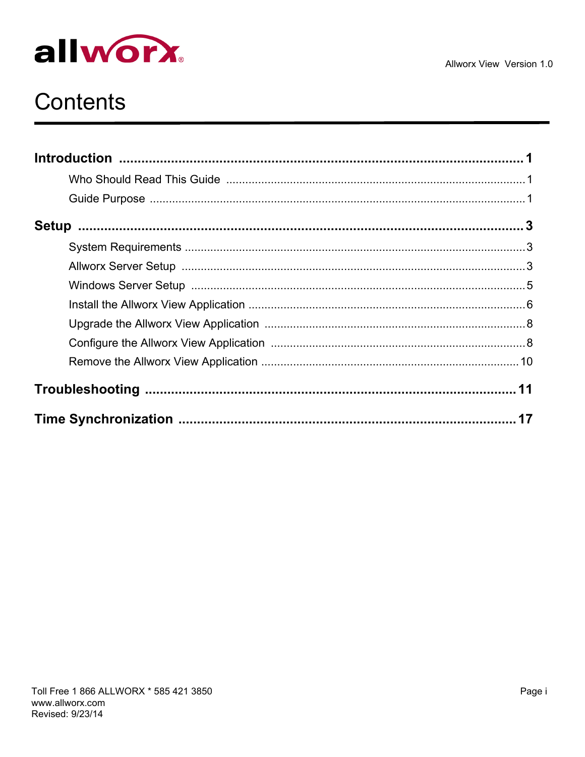# Contents

**Introduction** .................................................. **1**

- Who Should Read This Guide .................................................. 1
- Guide Purpose .................................................. 1

**Setup** .................................................. **3**

- System Requirements .................................................. 3
- Allworx Server Setup .................................................. 3
- Windows Server Setup .................................................. 5
- Install the Allworx View Application .................................................. 6
- Upgrade the Allworx View Application .................................................. 8
- Configure the Allworx View Application .................................................. 8
- Remove the Allworx View Application .................................................. 10

**Troubleshooting** .................................................. **11**

**Time Synchronization** .................................................. **17**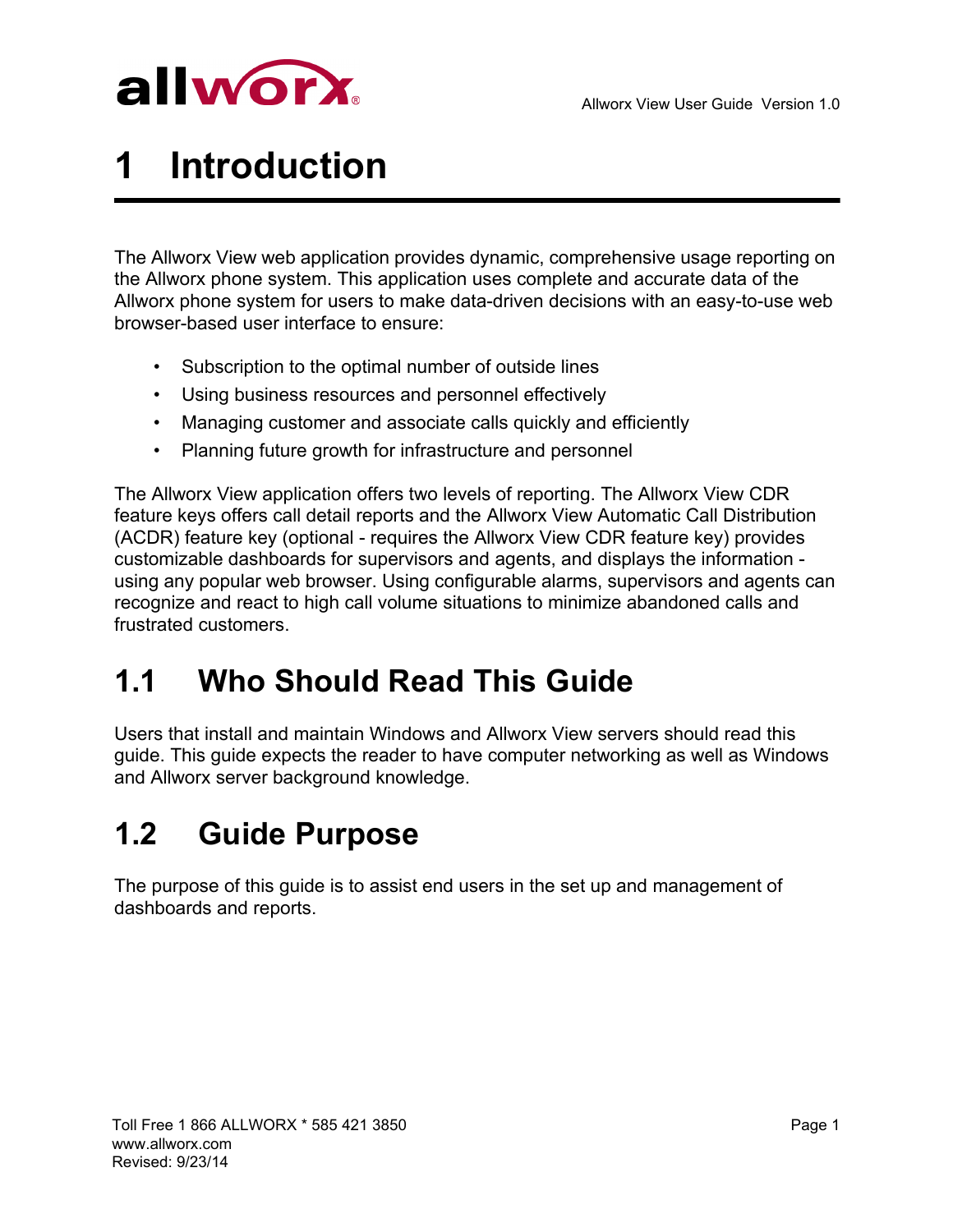# 1 Introduction

The Allworx View web application provides dynamic, comprehensive usage reporting on the Allworx phone system. This application uses complete and accurate data of the Allworx phone system for users to make data-driven decisions with an easy-to-use web browser-based user interface to ensure:

- Subscription to the optimal number of outside lines
- Using business resources and personnel effectively
- Managing customer and associate calls quickly and efficiently
- Planning future growth for infrastructure and personnel

The Allworx View application offers two levels of reporting. The Allworx View CDR feature keys offers call detail reports and the Allworx View Automatic Call Distribution (ACDR) feature key (optional - requires the Allworx View CDR feature key) provides customizable dashboards for supervisors and agents, and displays the information - using any popular web browser. Using configurable alarms, supervisors and agents can recognize and react to high call volume situations to minimize abandoned calls and frustrated customers.

## 1.1 Who Should Read This Guide

Users that install and maintain Windows and Allworx View servers should read this guide. This guide expects the reader to have computer networking as well as Windows and Allworx server background knowledge.

## 1.2 Guide Purpose

The purpose of this guide is to assist end users in the set up and management of dashboards and reports.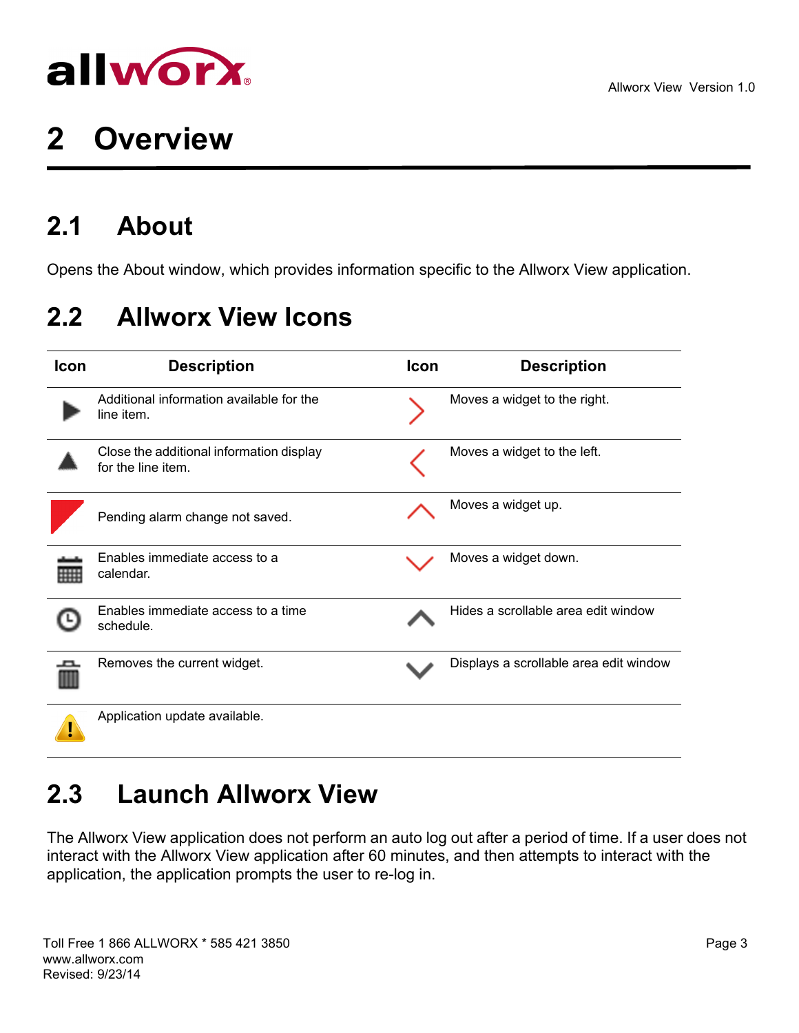# 2 Overview

## 2.1 About

Opens the About window, which provides information specific to the Allworx View application.

## 2.2 Allworx View Icons

| Icon | Description | Icon | Description |
|---|---|---|---|
| | Additional information available for the line item. | | Moves a widget to the right. |
| | Close the additional information display for the line item. | | Moves a widget to the left. |
| | Pending alarm change not saved. | | Moves a widget up. |
| | Enables immediate access to a calendar. | | Moves a widget down. |
| | Enables immediate access to a time schedule. | | Hides a scrollable area edit window |
| | Removes the current widget. | | Displays a scrollable area edit window |
| | Application update available. | | |

## 2.3 Launch Allworx View

The Allworx View application does not perform an auto log out after a period of time. If a user does not interact with the Allworx View application after 60 minutes, and then attempts to interact with the application, the application prompts the user to re-log in.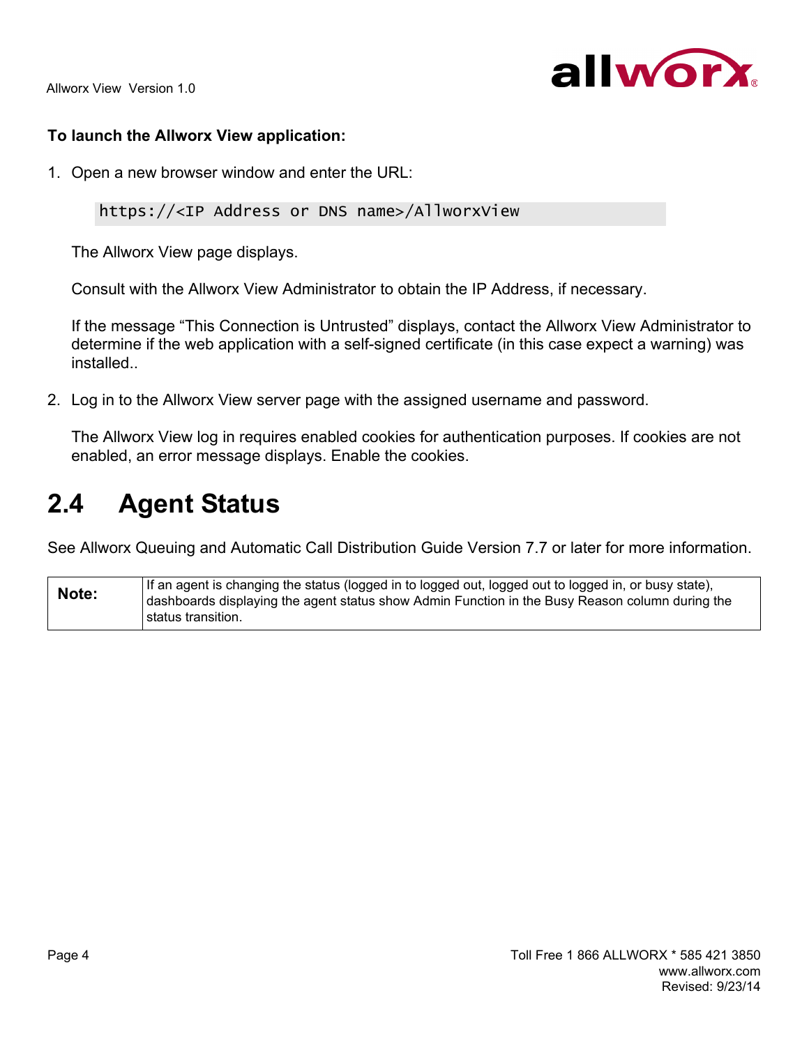**To launch the Allworx View application:**

1. Open a new browser window and enter the URL:

   ```
   https://<IP Address or DNS name>/AllworxView
   ```

   The Allworx View page displays.

   Consult with the Allworx View Administrator to obtain the IP Address, if necessary.

   If the message “This Connection is Untrusted” displays, contact the Allworx View Administrator to determine if the web application with a self-signed certificate (in this case expect a warning) was installed..

2. Log in to the Allworx View server page with the assigned username and password.

   The Allworx View log in requires enabled cookies for authentication purposes. If cookies are not enabled, an error message displays. Enable the cookies.

## 2.4 Agent Status

See Allworx Queuing and Automatic Call Distribution Guide Version 7.7 or later for more information.

| **Note:** | If an agent is changing the status (logged in to logged out, logged out to logged in, or busy state), dashboards displaying the agent status show Admin Function in the Busy Reason column during the status transition. |
|---|---|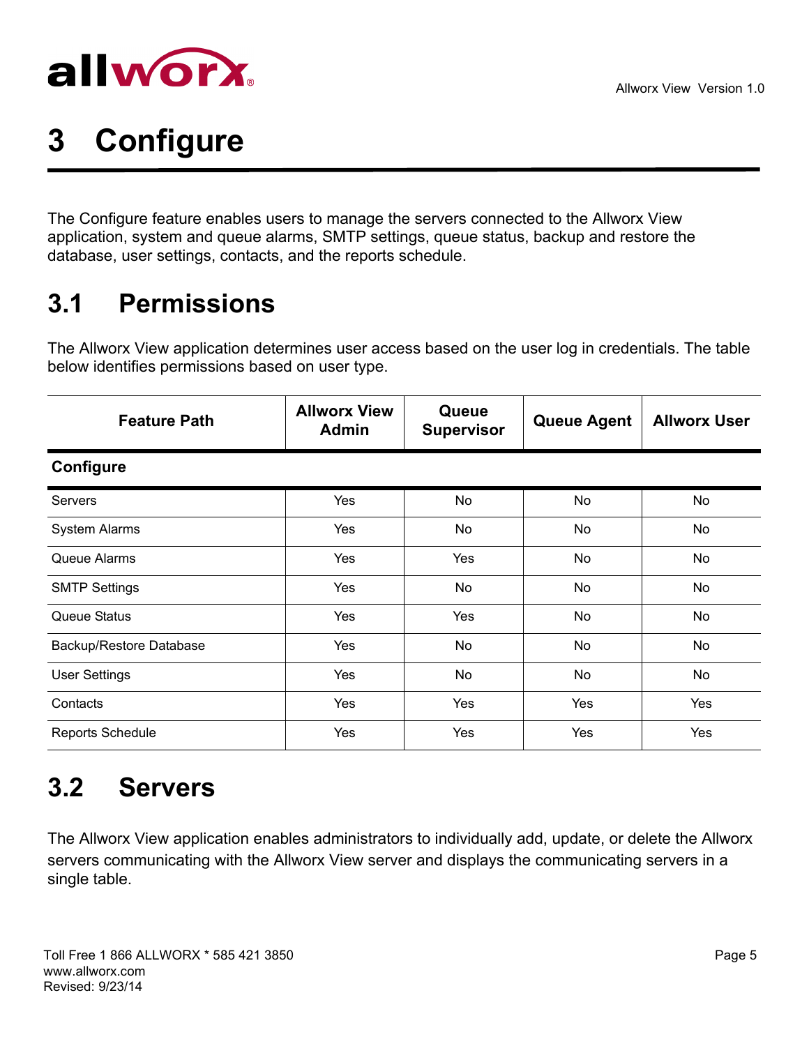# 3 Configure

The Configure feature enables users to manage the servers connected to the Allworx View application, system and queue alarms, SMTP settings, queue status, backup and restore the database, user settings, contacts, and the reports schedule.

## 3.1 Permissions

The Allworx View application determines user access based on the user log in credentials. The table below identifies permissions based on user type.

| Feature Path | Allworx View Admin | Queue Supervisor | Queue Agent | Allworx User |
|---|---|---|---|---|
| **Configure** | | | | |
| Servers | Yes | No | No | No |
| System Alarms | Yes | No | No | No |
| Queue Alarms | Yes | Yes | No | No |
| SMTP Settings | Yes | No | No | No |
| Queue Status | Yes | Yes | No | No |
| Backup/Restore Database | Yes | No | No | No |
| User Settings | Yes | No | No | No |
| Contacts | Yes | Yes | Yes | Yes |
| Reports Schedule | Yes | Yes | Yes | Yes |

## 3.2 Servers

The Allworx View application enables administrators to individually add, update, or delete the Allworx servers communicating with the Allworx View server and displays the communicating servers in a single table.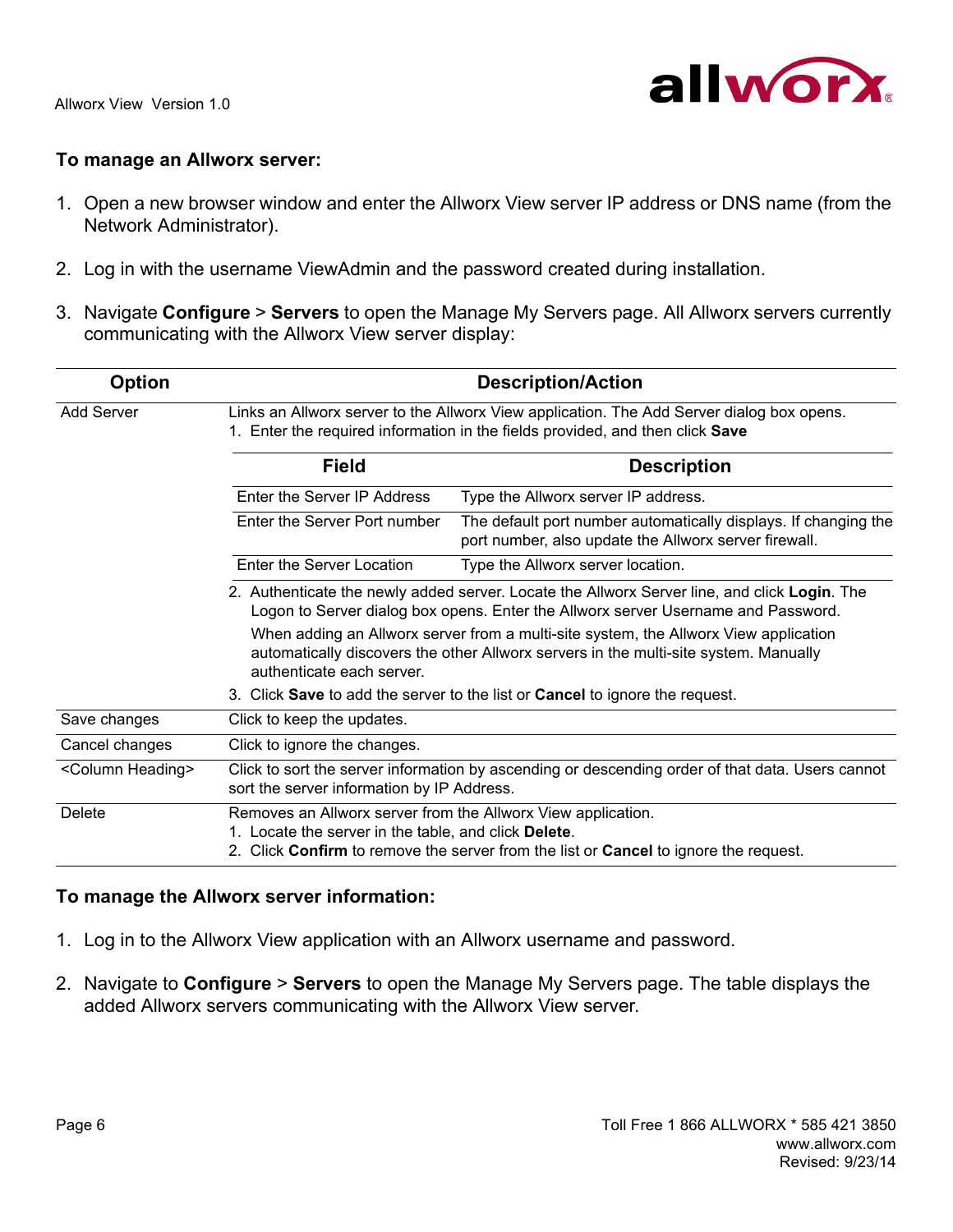**To manage an Allworx server:**

1. Open a new browser window and enter the Allworx View server IP address or DNS name (from the Network Administrator).

2. Log in with the username ViewAdmin and the password created during installation.

3. Navigate **Configure** > **Servers** to open the Manage My Servers page. All Allworx servers currently communicating with the Allworx View server display:

| Option | Description/Action |
|---|---|
| Add Server | Links an Allworx server to the Allworx View application. The Add Server dialog box opens.<br>1. Enter the required information in the fields provided, and then click **Save**<br><br>**Field** — **Description**<br>Enter the Server IP Address — Type the Allworx server IP address.<br>Enter the Server Port number — The default port number automatically displays. If changing the port number, also update the Allworx server firewall.<br>Enter the Server Location — Type the Allworx server location.<br><br>2. Authenticate the newly added server. Locate the Allworx Server line, and click **Login**. The Logon to Server dialog box opens. Enter the Allworx server Username and Password.<br>When adding an Allworx server from a multi-site system, the Allworx View application automatically discovers the other Allworx servers in the multi-site system. Manually authenticate each server.<br>3. Click **Save** to add the server to the list or **Cancel** to ignore the request. |
| Save changes | Click to keep the updates. |
| Cancel changes | Click to ignore the changes. |
| <Column Heading> | Click to sort the server information by ascending or descending order of that data. Users cannot sort the server information by IP Address. |
| Delete | Removes an Allworx server from the Allworx View application.<br>1. Locate the server in the table, and click **Delete**.<br>2. Click **Confirm** to remove the server from the list or **Cancel** to ignore the request. |

**To manage the Allworx server information:**

1. Log in to the Allworx View application with an Allworx username and password.

2. Navigate to **Configure** > **Servers** to open the Manage My Servers page. The table displays the added Allworx servers communicating with the Allworx View server.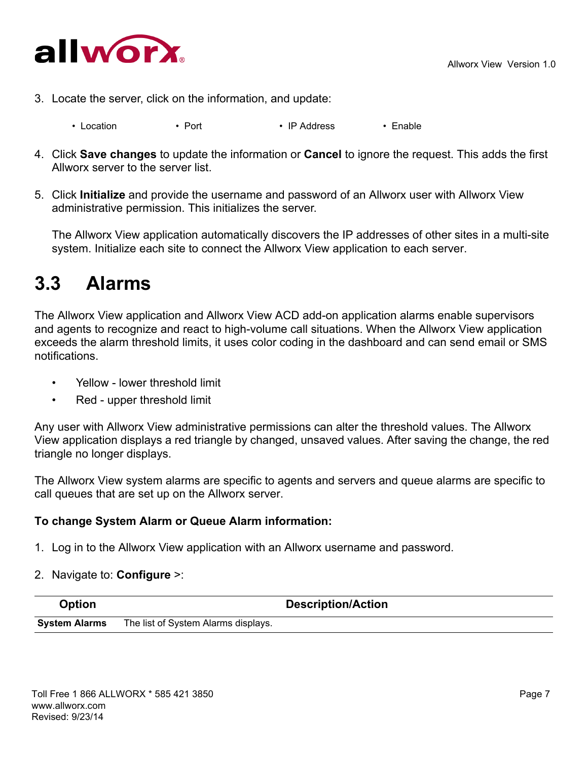3. Locate the server, click on the information, and update:

   - Location
   - Port
   - IP Address
   - Enable

4. Click **Save changes** to update the information or **Cancel** to ignore the request. This adds the first Allworx server to the server list.

5. Click **Initialize** and provide the username and password of an Allworx user with Allworx View administrative permission. This initializes the server.

   The Allworx View application automatically discovers the IP addresses of other sites in a multi-site system. Initialize each site to connect the Allworx View application to each server.

## 3.3 Alarms

The Allworx View application and Allworx View ACD add-on application alarms enable supervisors and agents to recognize and react to high-volume call situations. When the Allworx View application exceeds the alarm threshold limits, it uses color coding in the dashboard and can send email or SMS notifications.

- Yellow - lower threshold limit
- Red - upper threshold limit

Any user with Allworx View administrative permissions can alter the threshold values. The Allworx View application displays a red triangle by changed, unsaved values. After saving the change, the red triangle no longer displays.

The Allworx View system alarms are specific to agents and servers and queue alarms are specific to call queues that are set up on the Allworx server.

**To change System Alarm or Queue Alarm information:**

1. Log in to the Allworx View application with an Allworx username and password.

2. Navigate to: **Configure** >:

| Option | Description/Action |
|---|---|
| **System Alarms** | The list of System Alarms displays. |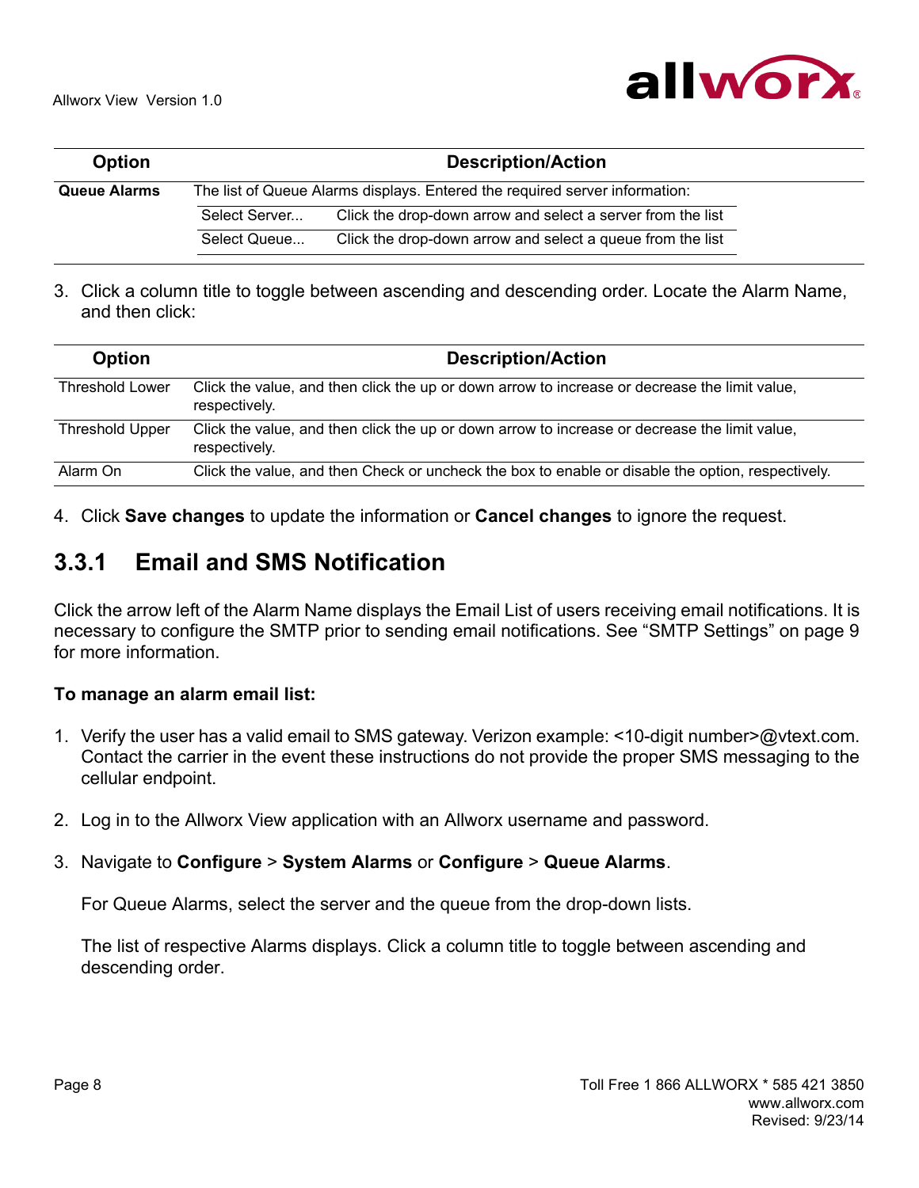| Option | Description/Action | |
|---|---|---|
| **Queue Alarms** | The list of Queue Alarms displays. Entered the required server information: | |
| | Select Server... | Click the drop-down arrow and select a server from the list |
| | Select Queue... | Click the drop-down arrow and select a queue from the list |

3. Click a column title to toggle between ascending and descending order. Locate the Alarm Name, and then click:

| Option | Description/Action |
|---|---|
| Threshold Lower | Click the value, and then click the up or down arrow to increase or decrease the limit value, respectively. |
| Threshold Upper | Click the value, and then click the up or down arrow to increase or decrease the limit value, respectively. |
| Alarm On | Click the value, and then Check or uncheck the box to enable or disable the option, respectively. |

4. Click **Save changes** to update the information or **Cancel changes** to ignore the request.

### 3.3.1 Email and SMS Notification

Click the arrow left of the Alarm Name displays the Email List of users receiving email notifications. It is necessary to configure the SMTP prior to sending email notifications. See "SMTP Settings" on page 9 for more information.

**To manage an alarm email list:**

1. Verify the user has a valid email to SMS gateway. Verizon example: <10-digit number>@vtext.com. Contact the carrier in the event these instructions do not provide the proper SMS messaging to the cellular endpoint.

2. Log in to the Allworx View application with an Allworx username and password.

3. Navigate to **Configure** > **System Alarms** or **Configure** > **Queue Alarms**.

   For Queue Alarms, select the server and the queue from the drop-down lists.

   The list of respective Alarms displays. Click a column title to toggle between ascending and descending order.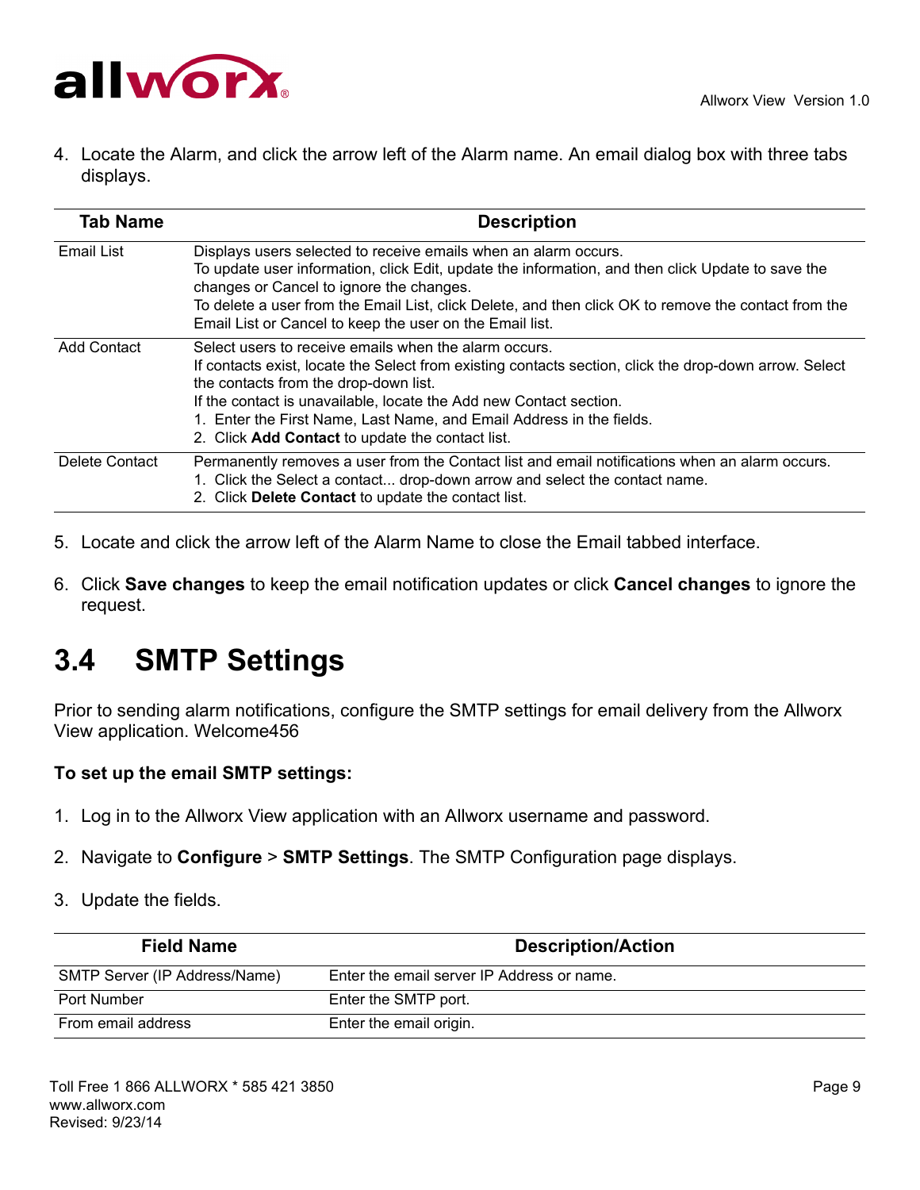4. Locate the Alarm, and click the arrow left of the Alarm name. An email dialog box with three tabs displays.

| Tab Name | Description |
|---|---|
| Email List | Displays users selected to receive emails when an alarm occurs.<br>To update user information, click Edit, update the information, and then click Update to save the changes or Cancel to ignore the changes.<br>To delete a user from the Email List, click Delete, and then click OK to remove the contact from the Email List or Cancel to keep the user on the Email list. |
| Add Contact | Select users to receive emails when the alarm occurs.<br>If contacts exist, locate the Select from existing contacts section, click the drop-down arrow. Select the contacts from the drop-down list.<br>If the contact is unavailable, locate the Add new Contact section.<br>1. Enter the First Name, Last Name, and Email Address in the fields.<br>2. Click **Add Contact** to update the contact list. |
| Delete Contact | Permanently removes a user from the Contact list and email notifications when an alarm occurs.<br>1. Click the Select a contact... drop-down arrow and select the contact name.<br>2. Click **Delete Contact** to update the contact list. |

5. Locate and click the arrow left of the Alarm Name to close the Email tabbed interface.

6. Click **Save changes** to keep the email notification updates or click **Cancel changes** to ignore the request.

## 3.4 SMTP Settings

Prior to sending alarm notifications, configure the SMTP settings for email delivery from the Allworx View application. Welcome456

**To set up the email SMTP settings:**

1. Log in to the Allworx View application with an Allworx username and password.

2. Navigate to **Configure** > **SMTP Settings**. The SMTP Configuration page displays.

3. Update the fields.

| Field Name | Description/Action |
|---|---|
| SMTP Server (IP Address/Name) | Enter the email server IP Address or name. |
| Port Number | Enter the SMTP port. |
| From email address | Enter the email origin. |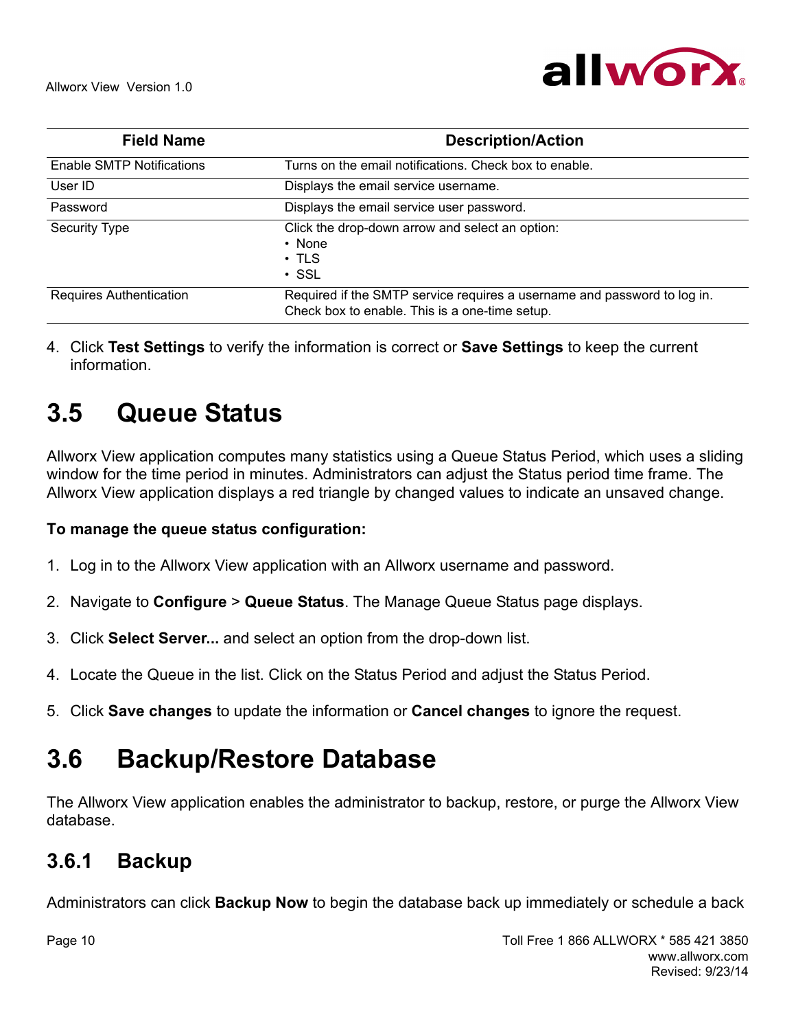| Field Name | Description/Action |
| --- | --- |
| Enable SMTP Notifications | Turns on the email notifications. Check box to enable. |
| User ID | Displays the email service username. |
| Password | Displays the email service user password. |
| Security Type | Click the drop-down arrow and select an option:<br>• None<br>• TLS<br>• SSL |
| Requires Authentication | Required if the SMTP service requires a username and password to log in. Check box to enable. This is a one-time setup. |

4. Click **Test Settings** to verify the information is correct or **Save Settings** to keep the current information.

# 3.5 Queue Status

Allworx View application computes many statistics using a Queue Status Period, which uses a sliding window for the time period in minutes. Administrators can adjust the Status period time frame. The Allworx View application displays a red triangle by changed values to indicate an unsaved change.

**To manage the queue status configuration:**

1. Log in to the Allworx View application with an Allworx username and password.
2. Navigate to **Configure** > **Queue Status**. The Manage Queue Status page displays.
3. Click **Select Server...** and select an option from the drop-down list.
4. Locate the Queue in the list. Click on the Status Period and adjust the Status Period.
5. Click **Save changes** to update the information or **Cancel changes** to ignore the request.

# 3.6 Backup/Restore Database

The Allworx View application enables the administrator to backup, restore, or purge the Allworx View database.

## 3.6.1 Backup

Administrators can click **Backup Now** to begin the database back up immediately or schedule a back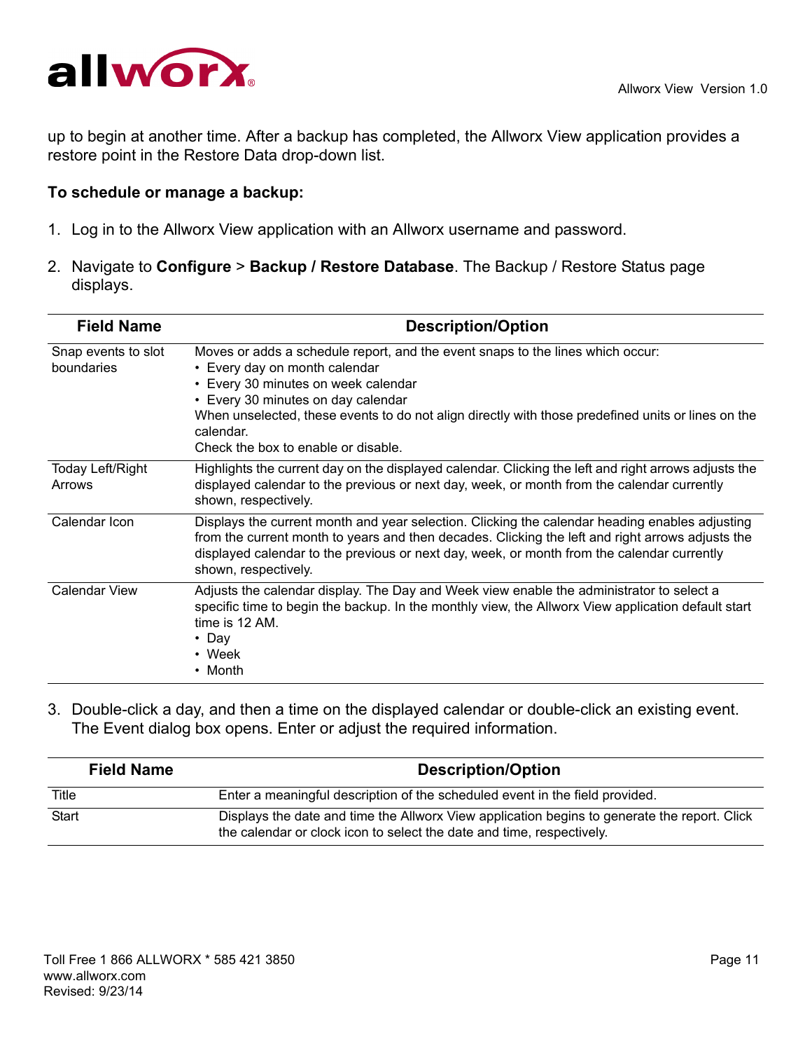up to begin at another time. After a backup has completed, the Allworx View application provides a restore point in the Restore Data drop-down list.

**To schedule or manage a backup:**

1. Log in to the Allworx View application with an Allworx username and password.

2. Navigate to **Configure** > **Backup / Restore Database**. The Backup / Restore Status page displays.

| Field Name | Description/Option |
|---|---|
| Snap events to slot boundaries | Moves or adds a schedule report, and the event snaps to the lines which occur:<br>• Every day on month calendar<br>• Every 30 minutes on week calendar<br>• Every 30 minutes on day calendar<br>When unselected, these events to do not align directly with those predefined units or lines on the calendar.<br>Check the box to enable or disable. |
| Today Left/Right Arrows | Highlights the current day on the displayed calendar. Clicking the left and right arrows adjusts the displayed calendar to the previous or next day, week, or month from the calendar currently shown, respectively. |
| Calendar Icon | Displays the current month and year selection. Clicking the calendar heading enables adjusting from the current month to years and then decades. Clicking the left and right arrows adjusts the displayed calendar to the previous or next day, week, or month from the calendar currently shown, respectively. |
| Calendar View | Adjusts the calendar display. The Day and Week view enable the administrator to select a specific time to begin the backup. In the monthly view, the Allworx View application default start time is 12 AM.<br>• Day<br>• Week<br>• Month |

3. Double-click a day, and then a time on the displayed calendar or double-click an existing event. The Event dialog box opens. Enter or adjust the required information.

| Field Name | Description/Option |
|---|---|
| Title | Enter a meaningful description of the scheduled event in the field provided. |
| Start | Displays the date and time the Allworx View application begins to generate the report. Click the calendar or clock icon to select the date and time, respectively. |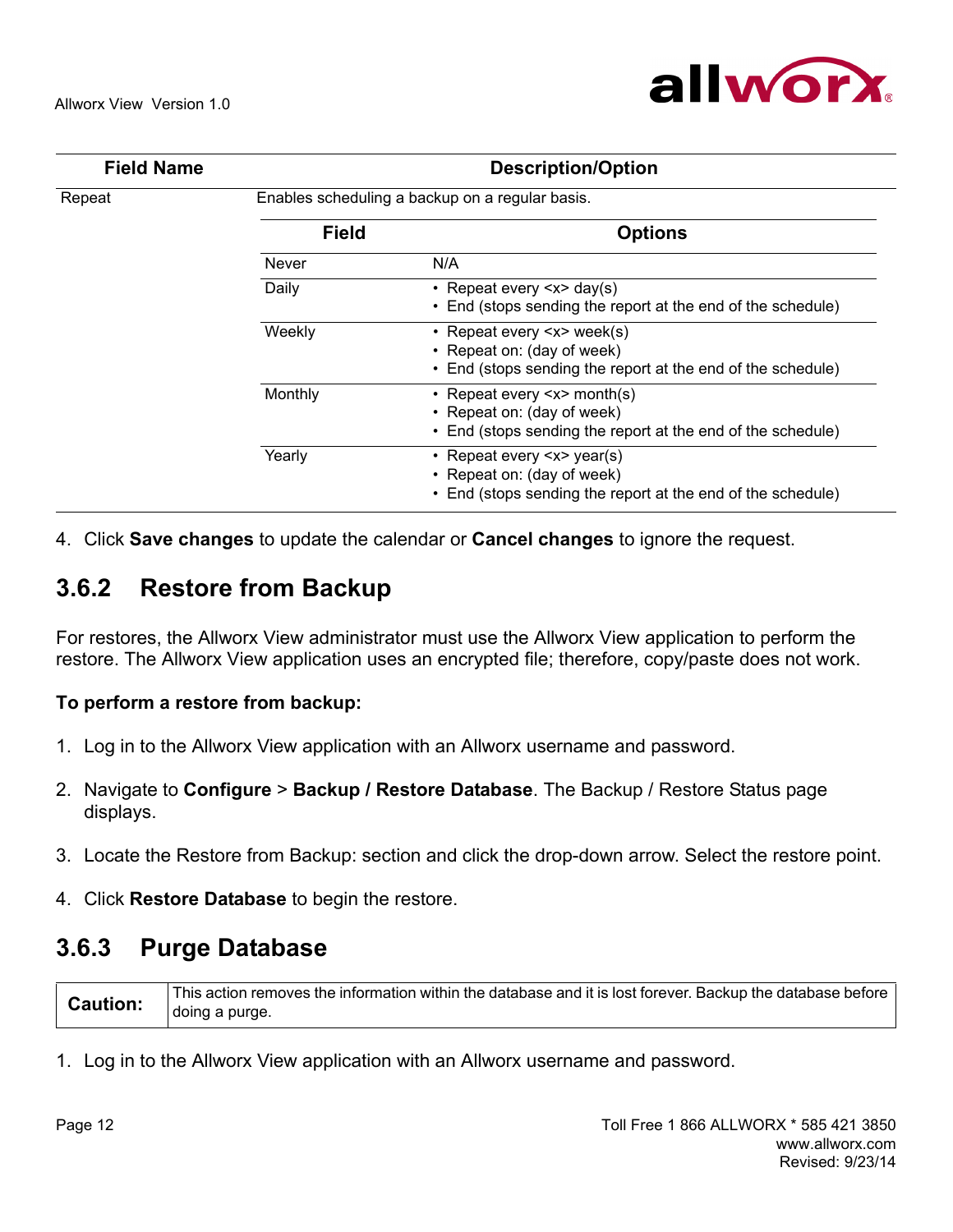| Field Name | Description/Option | |
|---|---|---|
| Repeat | Enables scheduling a backup on a regular basis. | |
| | **Field** | **Options** |
| | Never | N/A |
| | Daily | • Repeat every <x> day(s)<br>• End (stops sending the report at the end of the schedule) |
| | Weekly | • Repeat every <x> week(s)<br>• Repeat on: (day of week)<br>• End (stops sending the report at the end of the schedule) |
| | Monthly | • Repeat every <x> month(s)<br>• Repeat on: (day of week)<br>• End (stops sending the report at the end of the schedule) |
| | Yearly | • Repeat every <x> year(s)<br>• Repeat on: (day of week)<br>• End (stops sending the report at the end of the schedule) |

4. Click **Save changes** to update the calendar or **Cancel changes** to ignore the request.

## 3.6.2 Restore from Backup

For restores, the Allworx View administrator must use the Allworx View application to perform the restore. The Allworx View application uses an encrypted file; therefore, copy/paste does not work.

**To perform a restore from backup:**

1. Log in to the Allworx View application with an Allworx username and password.
2. Navigate to **Configure** > **Backup / Restore Database**. The Backup / Restore Status page displays.
3. Locate the Restore from Backup: section and click the drop-down arrow. Select the restore point.
4. Click **Restore Database** to begin the restore.

## 3.6.3 Purge Database

| **Caution:** | This action removes the information within the database and it is lost forever. Backup the database before doing a purge. |
|---|---|

1. Log in to the Allworx View application with an Allworx username and password.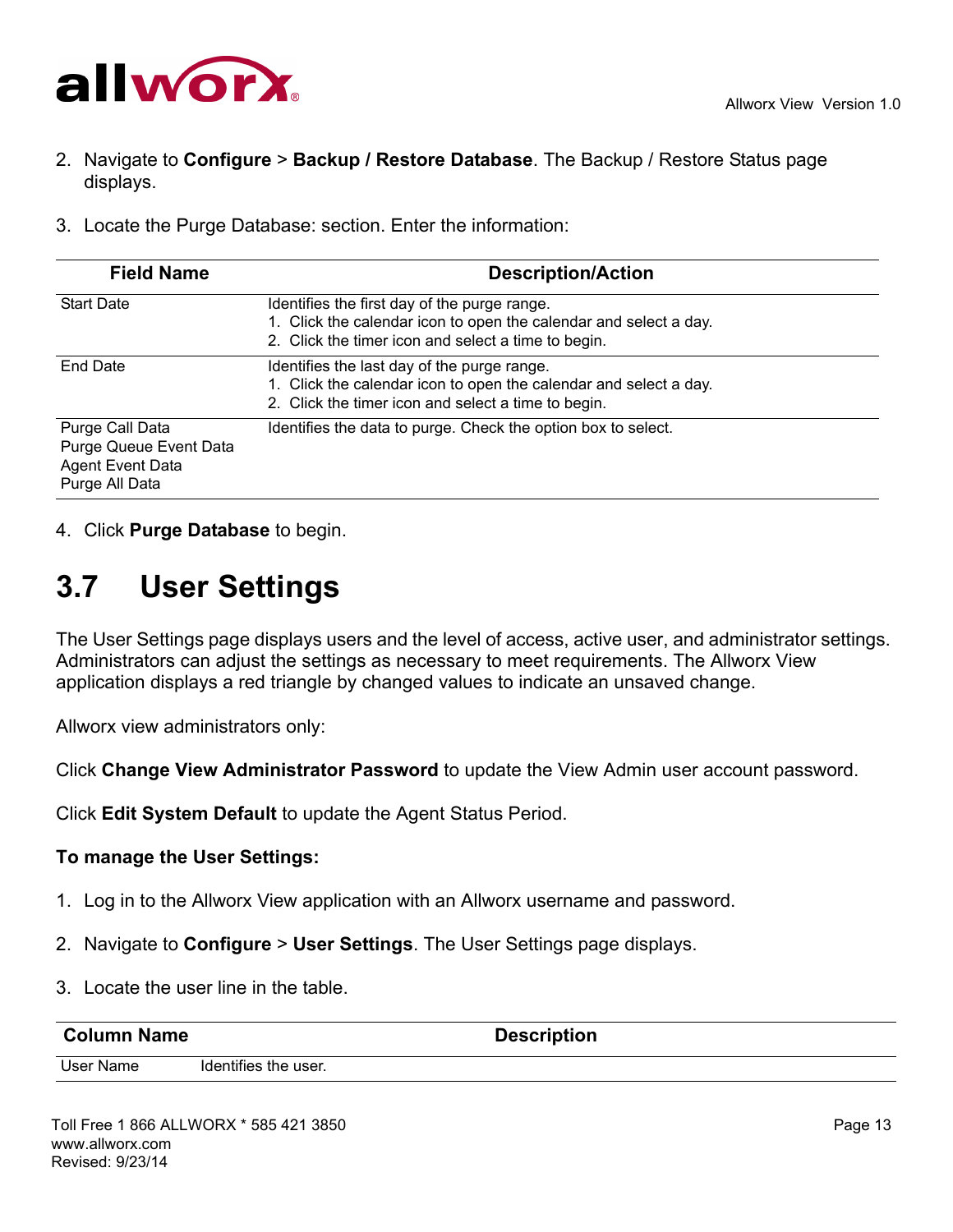2. Navigate to **Configure** > **Backup / Restore Database**. The Backup / Restore Status page displays.

3. Locate the Purge Database: section. Enter the information:

| Field Name | Description/Action |
|---|---|
| Start Date | Identifies the first day of the purge range.<br>1. Click the calendar icon to open the calendar and select a day.<br>2. Click the timer icon and select a time to begin. |
| End Date | Identifies the last day of the purge range.<br>1. Click the calendar icon to open the calendar and select a day.<br>2. Click the timer icon and select a time to begin. |
| Purge Call Data<br>Purge Queue Event Data<br>Agent Event Data<br>Purge All Data | Identifies the data to purge. Check the option box to select. |

4. Click **Purge Database** to begin.

## 3.7 User Settings

The User Settings page displays users and the level of access, active user, and administrator settings. Administrators can adjust the settings as necessary to meet requirements. The Allworx View application displays a red triangle by changed values to indicate an unsaved change.

Allworx view administrators only:

Click **Change View Administrator Password** to update the View Admin user account password.

Click **Edit System Default** to update the Agent Status Period.

**To manage the User Settings:**

1. Log in to the Allworx View application with an Allworx username and password.

2. Navigate to **Configure** > **User Settings**. The User Settings page displays.

3. Locate the user line in the table.

| Column Name | Description |
|---|---|
| User Name | Identifies the user. |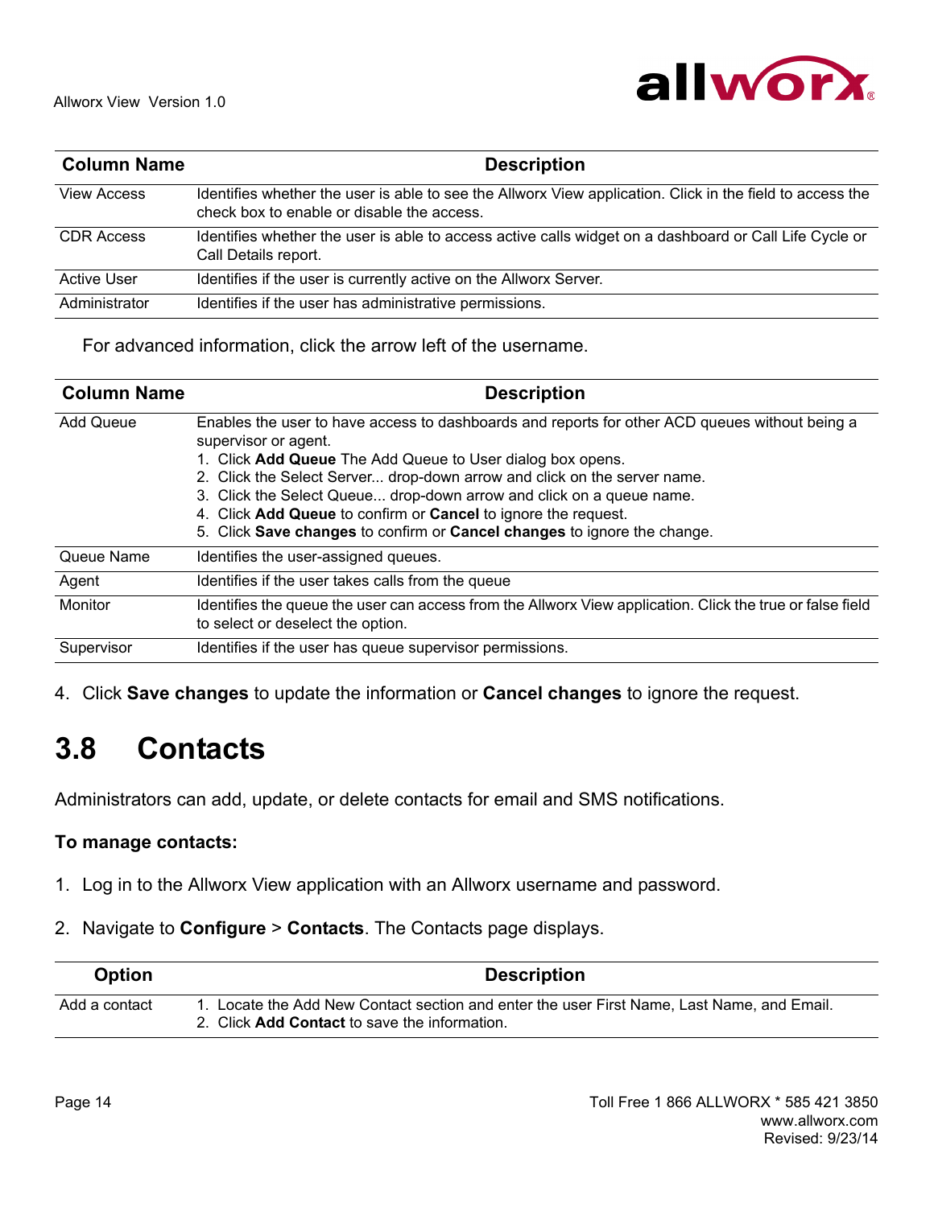| Column Name | Description |
|---|---|
| View Access | Identifies whether the user is able to see the Allworx View application. Click in the field to access the check box to enable or disable the access. |
| CDR Access | Identifies whether the user is able to access active calls widget on a dashboard or Call Life Cycle or Call Details report. |
| Active User | Identifies if the user is currently active on the Allworx Server. |
| Administrator | Identifies if the user has administrative permissions. |

For advanced information, click the arrow left of the username.

| Column Name | Description |
|---|---|
| Add Queue | Enables the user to have access to dashboards and reports for other ACD queues without being a supervisor or agent.<br>1. Click **Add Queue** The Add Queue to User dialog box opens.<br>2. Click the Select Server... drop-down arrow and click on the server name.<br>3. Click the Select Queue... drop-down arrow and click on a queue name.<br>4. Click **Add Queue** to confirm or **Cancel** to ignore the request.<br>5. Click **Save changes** to confirm or **Cancel changes** to ignore the change. |
| Queue Name | Identifies the user-assigned queues. |
| Agent | Identifies if the user takes calls from the queue |
| Monitor | Identifies the queue the user can access from the Allworx View application. Click the true or false field to select or deselect the option. |
| Supervisor | Identifies if the user has queue supervisor permissions. |

4. Click **Save changes** to update the information or **Cancel changes** to ignore the request.

## 3.8 Contacts

Administrators can add, update, or delete contacts for email and SMS notifications.

**To manage contacts:**

1. Log in to the Allworx View application with an Allworx username and password.
2. Navigate to **Configure** > **Contacts**. The Contacts page displays.

| Option | Description |
|---|---|
| Add a contact | 1. Locate the Add New Contact section and enter the user First Name, Last Name, and Email.<br>2. Click **Add Contact** to save the information. |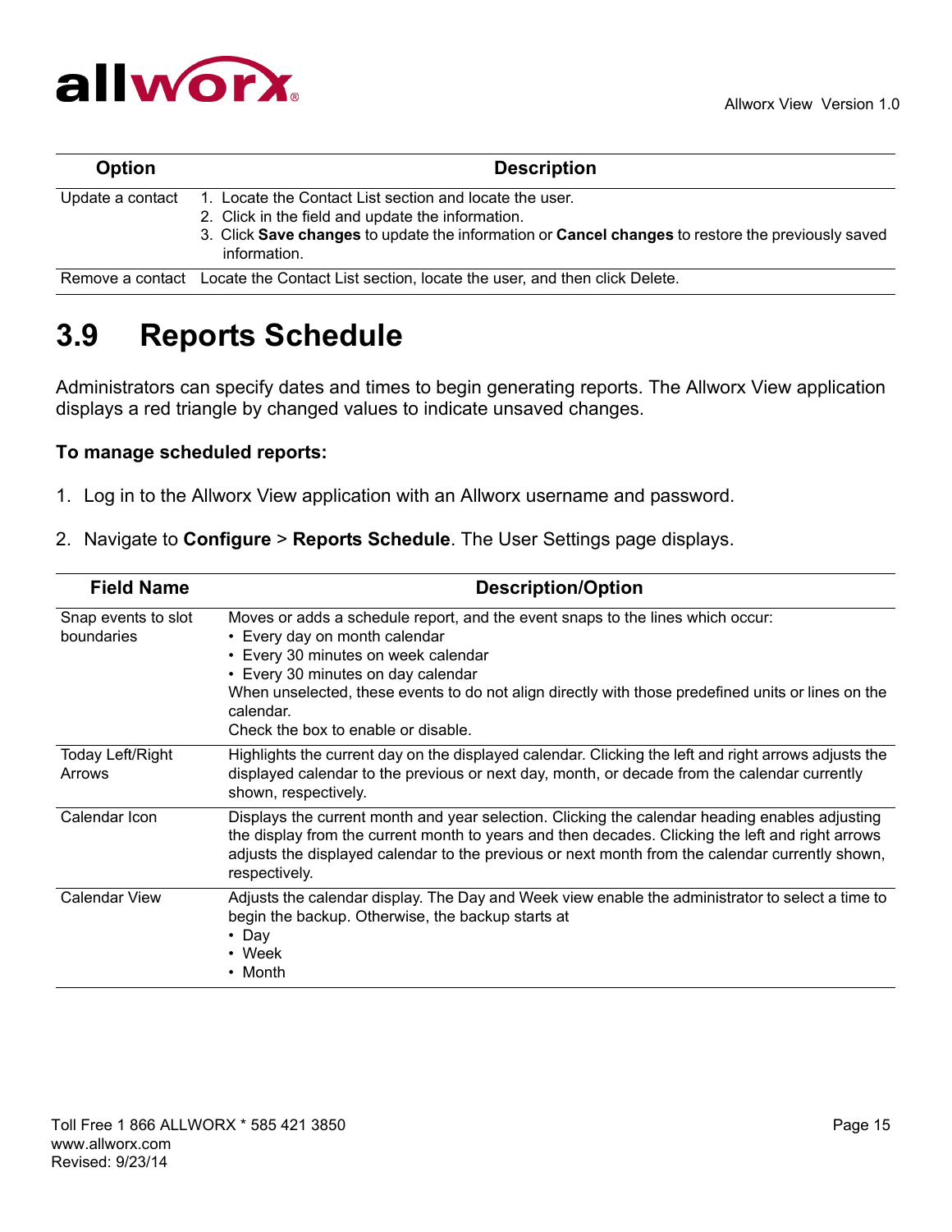| Option | Description |
|---|---|
| Update a contact | 1. Locate the Contact List section and locate the user.<br>2. Click in the field and update the information.<br>3. Click **Save changes** to update the information or **Cancel changes** to restore the previously saved information. |
| Remove a contact | Locate the Contact List section, locate the user, and then click Delete. |

## 3.9 Reports Schedule

Administrators can specify dates and times to begin generating reports. The Allworx View application displays a red triangle by changed values to indicate unsaved changes.

**To manage scheduled reports:**

1. Log in to the Allworx View application with an Allworx username and password.
2. Navigate to **Configure** > **Reports Schedule**. The User Settings page displays.

| Field Name | Description/Option |
|---|---|
| Snap events to slot boundaries | Moves or adds a schedule report, and the event snaps to the lines which occur:<br>• Every day on month calendar<br>• Every 30 minutes on week calendar<br>• Every 30 minutes on day calendar<br>When unselected, these events to do not align directly with those predefined units or lines on the calendar.<br>Check the box to enable or disable. |
| Today Left/Right Arrows | Highlights the current day on the displayed calendar. Clicking the left and right arrows adjusts the displayed calendar to the previous or next day, month, or decade from the calendar currently shown, respectively. |
| Calendar Icon | Displays the current month and year selection. Clicking the calendar heading enables adjusting the display from the current month to years and then decades. Clicking the left and right arrows adjusts the displayed calendar to the previous or next month from the calendar currently shown, respectively. |
| Calendar View | Adjusts the calendar display. The Day and Week view enable the administrator to select a time to begin the backup. Otherwise, the backup starts at<br>• Day<br>• Week<br>• Month |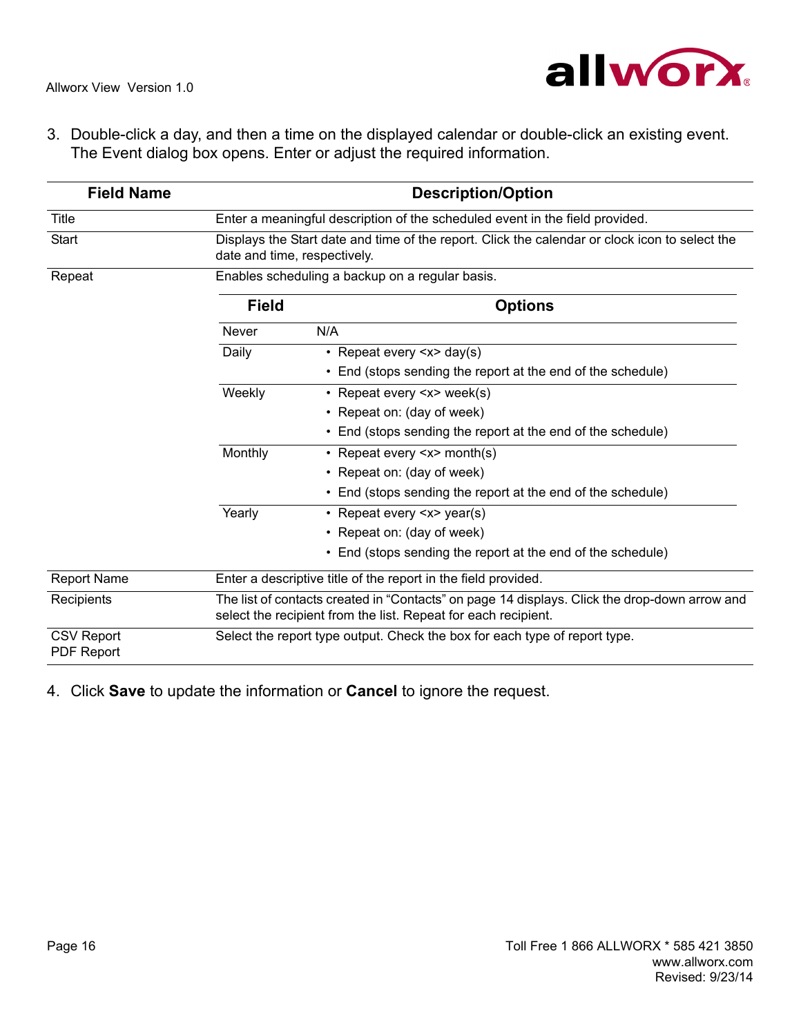3. Double-click a day, and then a time on the displayed calendar or double-click an existing event. The Event dialog box opens. Enter or adjust the required information.

| Field Name | Description/Option |
|---|---|
| Title | Enter a meaningful description of the scheduled event in the field provided. |
| Start | Displays the Start date and time of the report. Click the calendar or clock icon to select the date and time, respectively. |
| Repeat | Enables scheduling a backup on a regular basis. |
| Report Name | Enter a descriptive title of the report in the field provided. |
| Recipients | The list of contacts created in “Contacts” on page 14 displays. Click the drop-down arrow and select the recipient from the list. Repeat for each recipient. |
| CSV Report<br>PDF Report | Select the report type output. Check the box for each type of report type. |

Repeat options:

| Field | Options |
|---|---|
| Never | N/A |
| Daily | • Repeat every <x> day(s)<br>• End (stops sending the report at the end of the schedule) |
| Weekly | • Repeat every <x> week(s)<br>• Repeat on: (day of week)<br>• End (stops sending the report at the end of the schedule) |
| Monthly | • Repeat every <x> month(s)<br>• Repeat on: (day of week)<br>• End (stops sending the report at the end of the schedule) |
| Yearly | • Repeat every <x> year(s)<br>• Repeat on: (day of week)<br>• End (stops sending the report at the end of the schedule) |

4. Click **Save** to update the information or **Cancel** to ignore the request.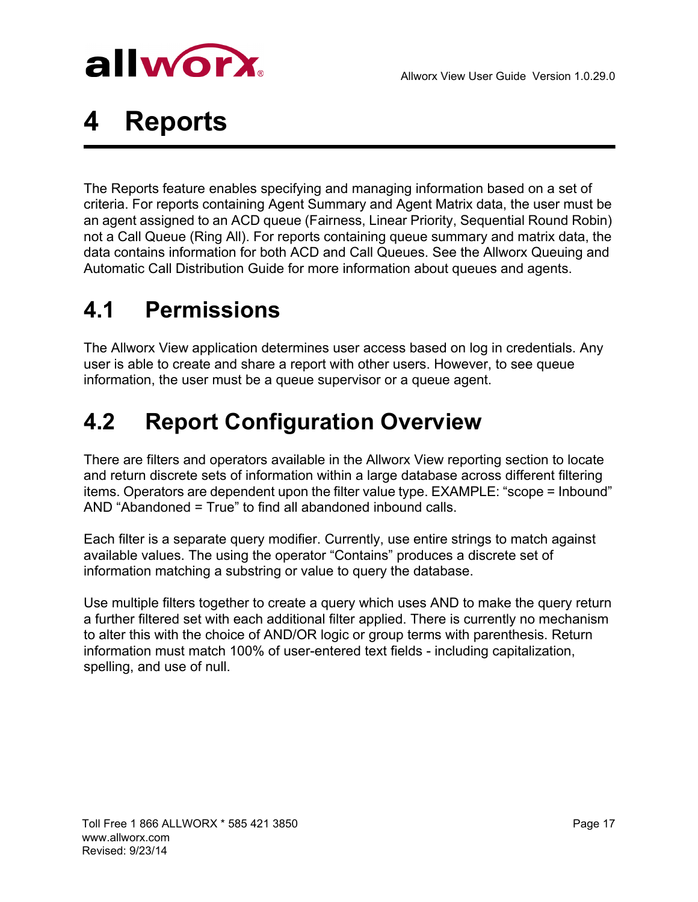# 4 Reports

The Reports feature enables specifying and managing information based on a set of criteria. For reports containing Agent Summary and Agent Matrix data, the user must be an agent assigned to an ACD queue (Fairness, Linear Priority, Sequential Round Robin) not a Call Queue (Ring All). For reports containing queue summary and matrix data, the data contains information for both ACD and Call Queues. See the Allworx Queuing and Automatic Call Distribution Guide for more information about queues and agents.

## 4.1 Permissions

The Allworx View application determines user access based on log in credentials. Any user is able to create and share a report with other users. However, to see queue information, the user must be a queue supervisor or a queue agent.

## 4.2 Report Configuration Overview

There are filters and operators available in the Allworx View reporting section to locate and return discrete sets of information within a large database across different filtering items. Operators are dependent upon the filter value type. EXAMPLE: “scope = Inbound” AND “Abandoned = True” to find all abandoned inbound calls.

Each filter is a separate query modifier. Currently, use entire strings to match against available values. The using the operator “Contains” produces a discrete set of information matching a substring or value to query the database.

Use multiple filters together to create a query which uses AND to make the query return a further filtered set with each additional filter applied. There is currently no mechanism to alter this with the choice of AND/OR logic or group terms with parenthesis. Return information must match 100% of user-entered text fields - including capitalization, spelling, and use of null.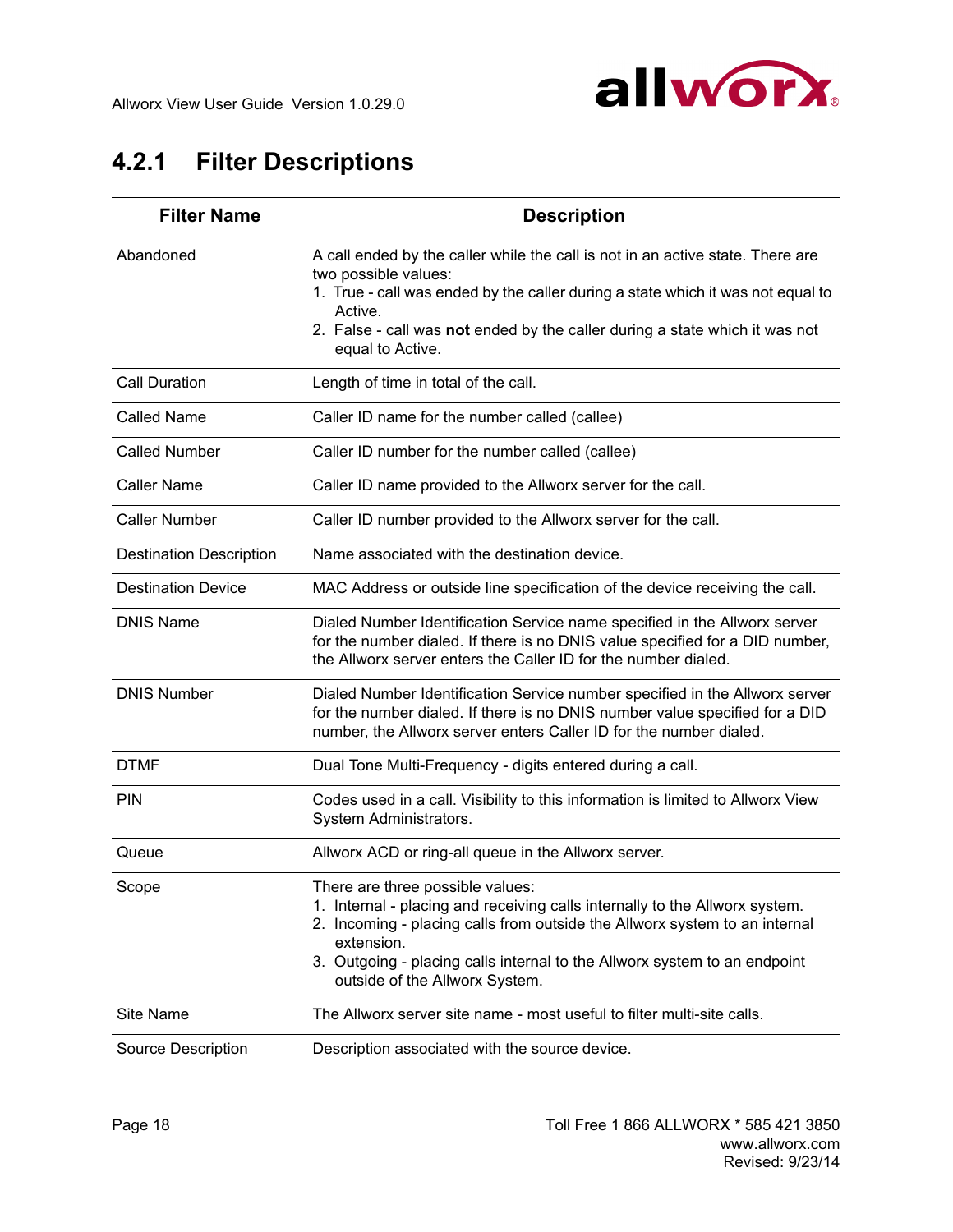### 4.2.1 Filter Descriptions

| Filter Name | Description |
|---|---|
| Abandoned | A call ended by the caller while the call is not in an active state. There are two possible values:<br>1. True - call was ended by the caller during a state which it was not equal to Active.<br>2. False - call was **not** ended by the caller during a state which it was not equal to Active. |
| Call Duration | Length of time in total of the call. |
| Called Name | Caller ID name for the number called (callee) |
| Called Number | Caller ID number for the number called (callee) |
| Caller Name | Caller ID name provided to the Allworx server for the call. |
| Caller Number | Caller ID number provided to the Allworx server for the call. |
| Destination Description | Name associated with the destination device. |
| Destination Device | MAC Address or outside line specification of the device receiving the call. |
| DNIS Name | Dialed Number Identification Service name specified in the Allworx server for the number dialed. If there is no DNIS value specified for a DID number, the Allworx server enters the Caller ID for the number dialed. |
| DNIS Number | Dialed Number Identification Service number specified in the Allworx server for the number dialed. If there is no DNIS number value specified for a DID number, the Allworx server enters Caller ID for the number dialed. |
| DTMF | Dual Tone Multi-Frequency - digits entered during a call. |
| PIN | Codes used in a call. Visibility to this information is limited to Allworx View System Administrators. |
| Queue | Allworx ACD or ring-all queue in the Allworx server. |
| Scope | There are three possible values:<br>1. Internal - placing and receiving calls internally to the Allworx system.<br>2. Incoming - placing calls from outside the Allworx system to an internal extension.<br>3. Outgoing - placing calls internal to the Allworx system to an endpoint outside of the Allworx System. |
| Site Name | The Allworx server site name - most useful to filter multi-site calls. |
| Source Description | Description associated with the source device. |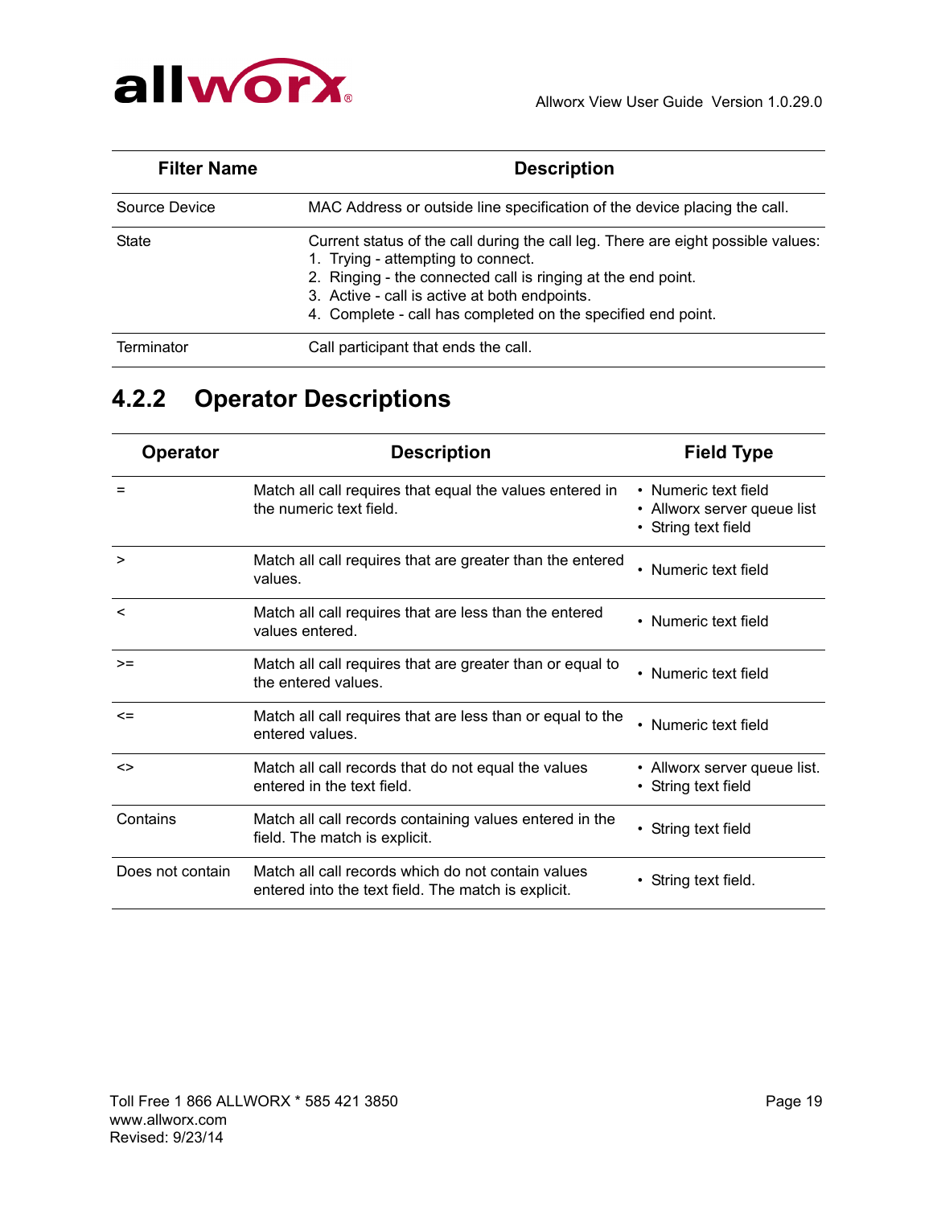| Filter Name | Description |
|---|---|
| Source Device | MAC Address or outside line specification of the device placing the call. |
| State | Current status of the call during the call leg. There are eight possible values:<br>1. Trying - attempting to connect.<br>2. Ringing - the connected call is ringing at the end point.<br>3. Active - call is active at both endpoints.<br>4. Complete - call has completed on the specified end point. |
| Terminator | Call participant that ends the call. |

### 4.2.2 Operator Descriptions

| Operator | Description | Field Type |
|---|---|---|
| = | Match all call requires that equal the values entered in the numeric text field. | • Numeric text field<br>• Allworx server queue list<br>• String text field |
| > | Match all call requires that are greater than the entered values. | • Numeric text field |
| < | Match all call requires that are less than the entered values entered. | • Numeric text field |
| >= | Match all call requires that are greater than or equal to the entered values. | • Numeric text field |
| <= | Match all call requires that are less than or equal to the entered values. | • Numeric text field |
| <> | Match all call records that do not equal the values entered in the text field. | • Allworx server queue list.<br>• String text field |
| Contains | Match all call records containing values entered in the field. The match is explicit. | • String text field |
| Does not contain | Match all call records which do not contain values entered into the text field. The match is explicit. | • String text field. |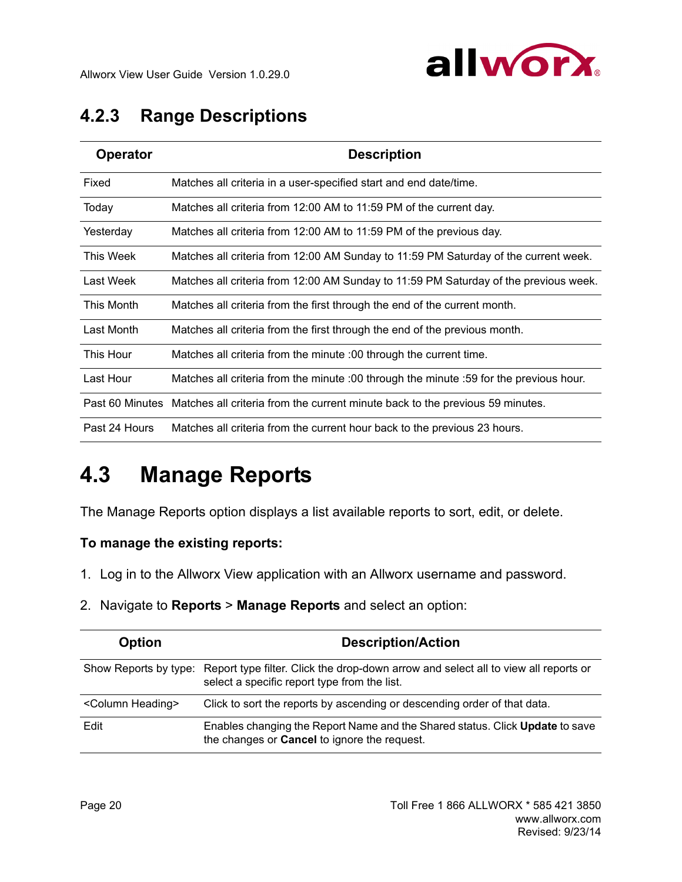### 4.2.3 Range Descriptions

| Operator | Description |
|---|---|
| Fixed | Matches all criteria in a user-specified start and end date/time. |
| Today | Matches all criteria from 12:00 AM to 11:59 PM of the current day. |
| Yesterday | Matches all criteria from 12:00 AM to 11:59 PM of the previous day. |
| This Week | Matches all criteria from 12:00 AM Sunday to 11:59 PM Saturday of the current week. |
| Last Week | Matches all criteria from 12:00 AM Sunday to 11:59 PM Saturday of the previous week. |
| This Month | Matches all criteria from the first through the end of the current month. |
| Last Month | Matches all criteria from the first through the end of the previous month. |
| This Hour | Matches all criteria from the minute :00 through the current time. |
| Last Hour | Matches all criteria from the minute :00 through the minute :59 for the previous hour. |
| Past 60 Minutes | Matches all criteria from the current minute back to the previous 59 minutes. |
| Past 24 Hours | Matches all criteria from the current hour back to the previous 23 hours. |

## 4.3 Manage Reports

The Manage Reports option displays a list available reports to sort, edit, or delete.

**To manage the existing reports:**

1. Log in to the Allworx View application with an Allworx username and password.
2. Navigate to **Reports** > **Manage Reports** and select an option:

| Option | Description/Action |
|---|---|
| Show Reports by type: | Report type filter. Click the drop-down arrow and select all to view all reports or select a specific report type from the list. |
| <Column Heading> | Click to sort the reports by ascending or descending order of that data. |
| Edit | Enables changing the Report Name and the Shared status. Click **Update** to save the changes or **Cancel** to ignore the request. |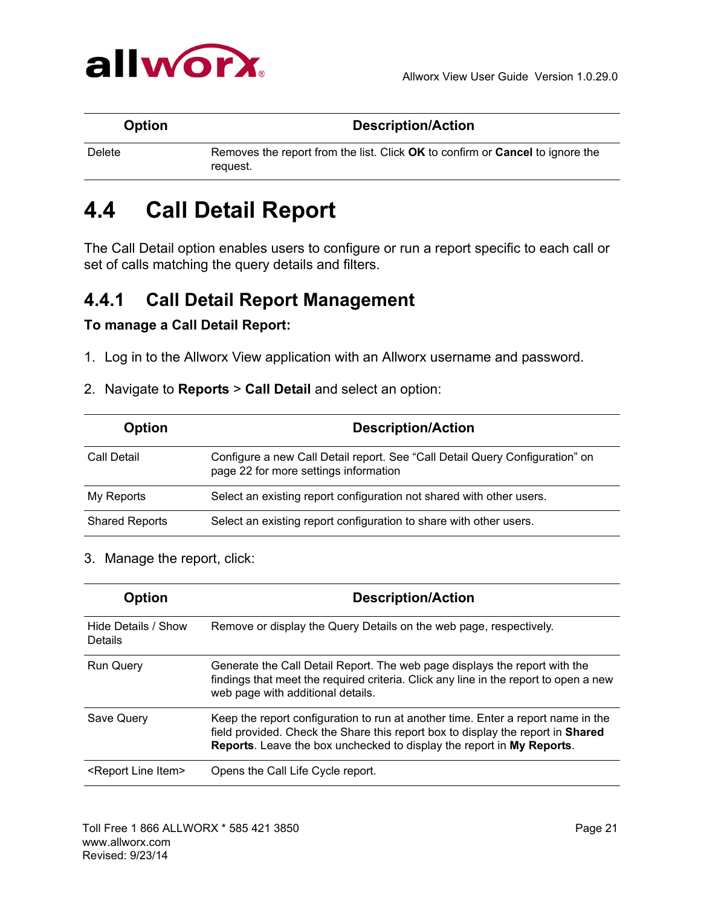| Option | Description/Action |
|---|---|
| Delete | Removes the report from the list. Click **OK** to confirm or **Cancel** to ignore the request. |

# 4.4 Call Detail Report

The Call Detail option enables users to configure or run a report specific to each call or set of calls matching the query details and filters.

## 4.4.1 Call Detail Report Management

**To manage a Call Detail Report:**

1. Log in to the Allworx View application with an Allworx username and password.
2. Navigate to **Reports** > **Call Detail** and select an option:

| Option | Description/Action |
|---|---|
| Call Detail | Configure a new Call Detail report. See "Call Detail Query Configuration" on page 22 for more settings information |
| My Reports | Select an existing report configuration not shared with other users. |
| Shared Reports | Select an existing report configuration to share with other users. |

3. Manage the report, click:

| Option | Description/Action |
|---|---|
| Hide Details / Show Details | Remove or display the Query Details on the web page, respectively. |
| Run Query | Generate the Call Detail Report. The web page displays the report with the findings that meet the required criteria. Click any line in the report to open a new web page with additional details. |
| Save Query | Keep the report configuration to run at another time. Enter a report name in the field provided. Check the Share this report box to display the report in **Shared Reports**. Leave the box unchecked to display the report in **My Reports**. |
| <Report Line Item> | Opens the Call Life Cycle report. |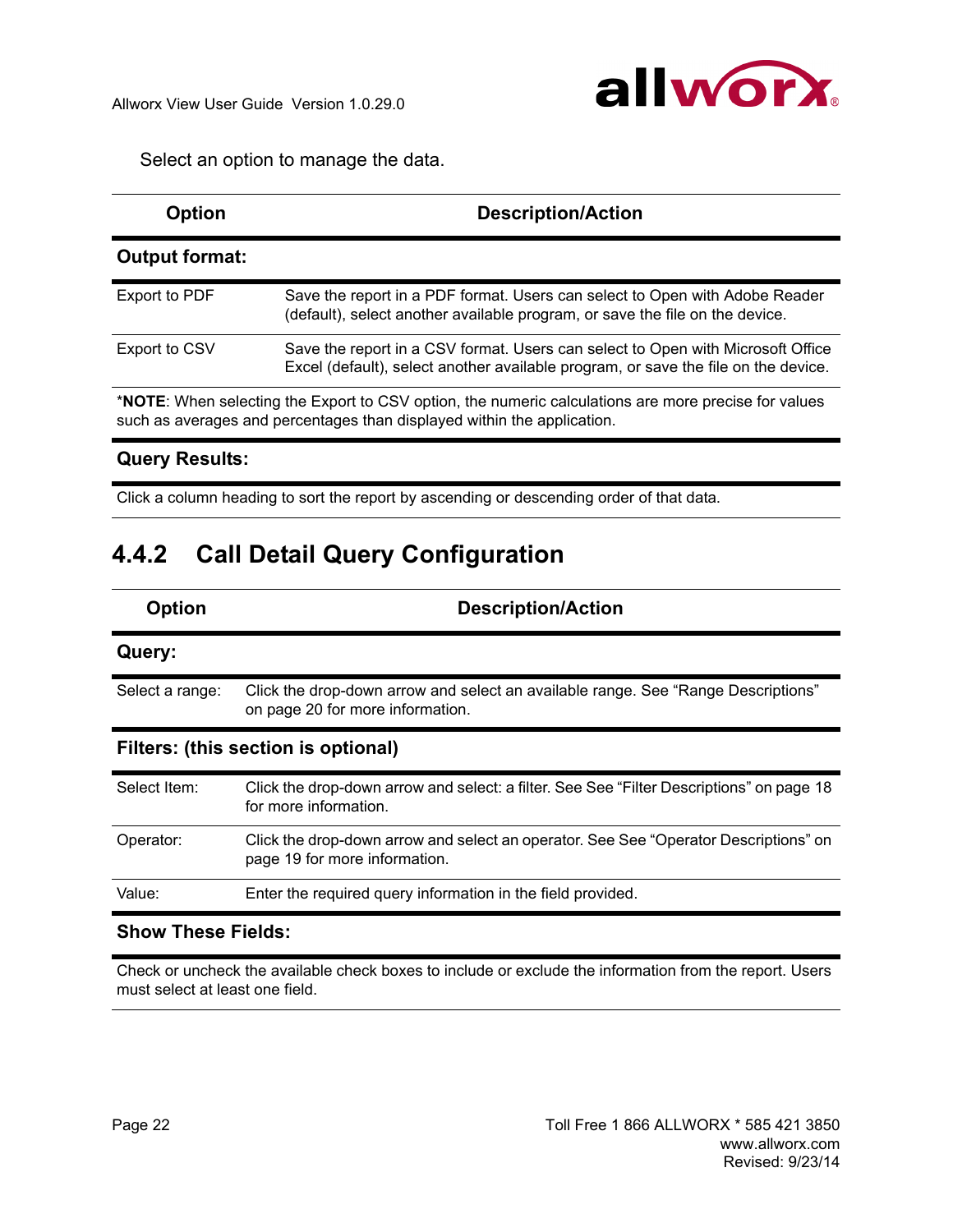Select an option to manage the data.

| Option | Description/Action |
| --- | --- |
| **Output format:** | |
| Export to PDF | Save the report in a PDF format. Users can select to Open with Adobe Reader (default), select another available program, or save the file on the device. |
| Export to CSV | Save the report in a CSV format. Users can select to Open with Microsoft Office Excel (default), select another available program, or save the file on the device. |
| *NOTE: When selecting the Export to CSV option, the numeric calculations are more precise for values such as averages and percentages than displayed within the application. | |
| **Query Results:** | |
| Click a column heading to sort the report by ascending or descending order of that data. | |

## 4.4.2 Call Detail Query Configuration

| Option | Description/Action |
| --- | --- |
| **Query:** | |
| Select a range: | Click the drop-down arrow and select an available range. See "Range Descriptions" on page 20 for more information. |
| **Filters: (this section is optional)** | |
| Select Item: | Click the drop-down arrow and select: a filter. See See "Filter Descriptions" on page 18 for more information. |
| Operator: | Click the drop-down arrow and select an operator. See See "Operator Descriptions" on page 19 for more information. |
| Value: | Enter the required query information in the field provided. |
| **Show These Fields:** | |
| Check or uncheck the available check boxes to include or exclude the information from the report. Users must select at least one field. | |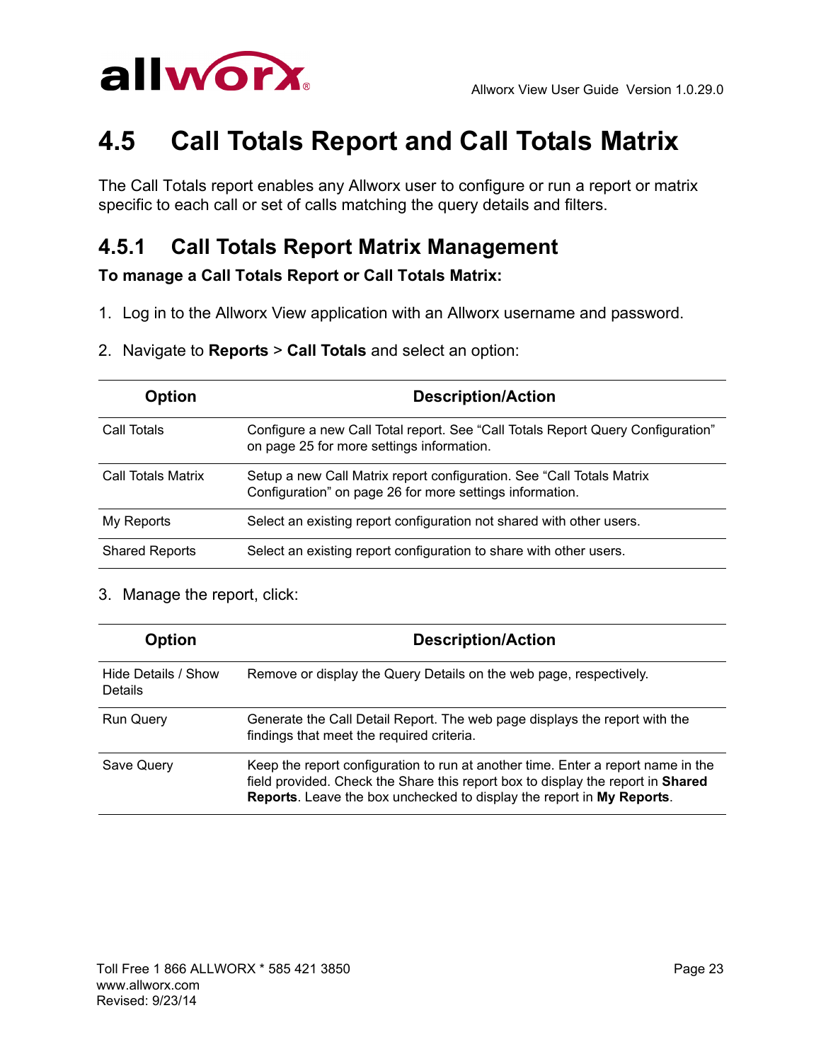# 4.5 Call Totals Report and Call Totals Matrix

The Call Totals report enables any Allworx user to configure or run a report or matrix specific to each call or set of calls matching the query details and filters.

## 4.5.1 Call Totals Report Matrix Management

**To manage a Call Totals Report or Call Totals Matrix:**

1. Log in to the Allworx View application with an Allworx username and password.
2. Navigate to **Reports** > **Call Totals** and select an option:

| Option | Description/Action |
|---|---|
| Call Totals | Configure a new Call Total report. See “Call Totals Report Query Configuration” on page 25 for more settings information. |
| Call Totals Matrix | Setup a new Call Matrix report configuration. See “Call Totals Matrix Configuration” on page 26 for more settings information. |
| My Reports | Select an existing report configuration not shared with other users. |
| Shared Reports | Select an existing report configuration to share with other users. |

3. Manage the report, click:

| Option | Description/Action |
|---|---|
| Hide Details / Show Details | Remove or display the Query Details on the web page, respectively. |
| Run Query | Generate the Call Detail Report. The web page displays the report with the findings that meet the required criteria. |
| Save Query | Keep the report configuration to run at another time. Enter a report name in the field provided. Check the Share this report box to display the report in **Shared Reports**. Leave the box unchecked to display the report in **My Reports**. |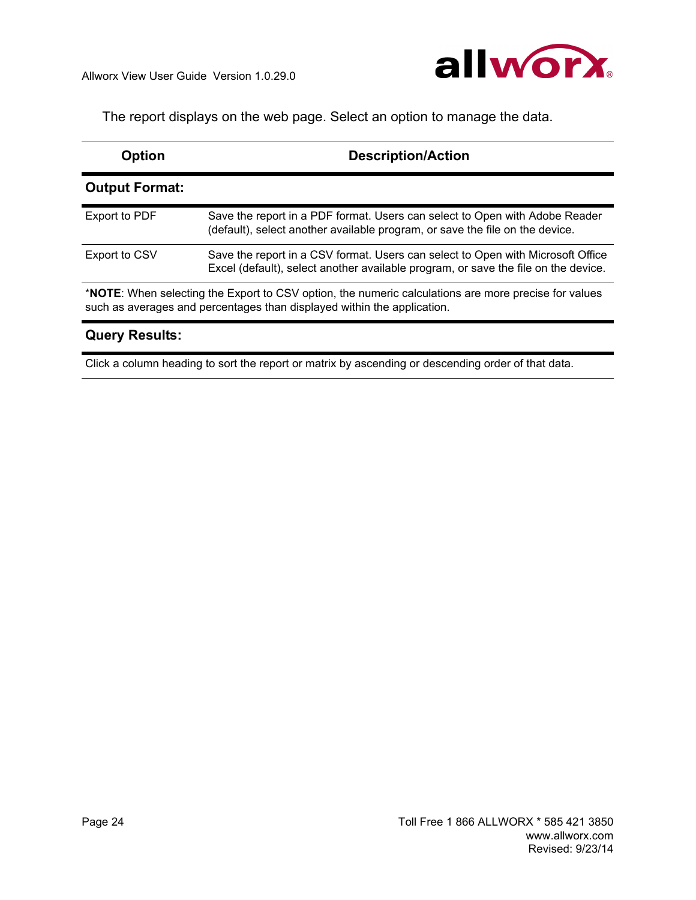The report displays on the web page. Select an option to manage the data.

| Option | Description/Action |
|---|---|
| **Output Format:** | |
| Export to PDF | Save the report in a PDF format. Users can select to Open with Adobe Reader (default), select another available program, or save the file on the device. |
| Export to CSV | Save the report in a CSV format. Users can select to Open with Microsoft Office Excel (default), select another available program, or save the file on the device. |
| *NOTE: When selecting the Export to CSV option, the numeric calculations are more precise for values such as averages and percentages than displayed within the application. | |
| **Query Results:** | |
| Click a column heading to sort the report or matrix by ascending or descending order of that data. | |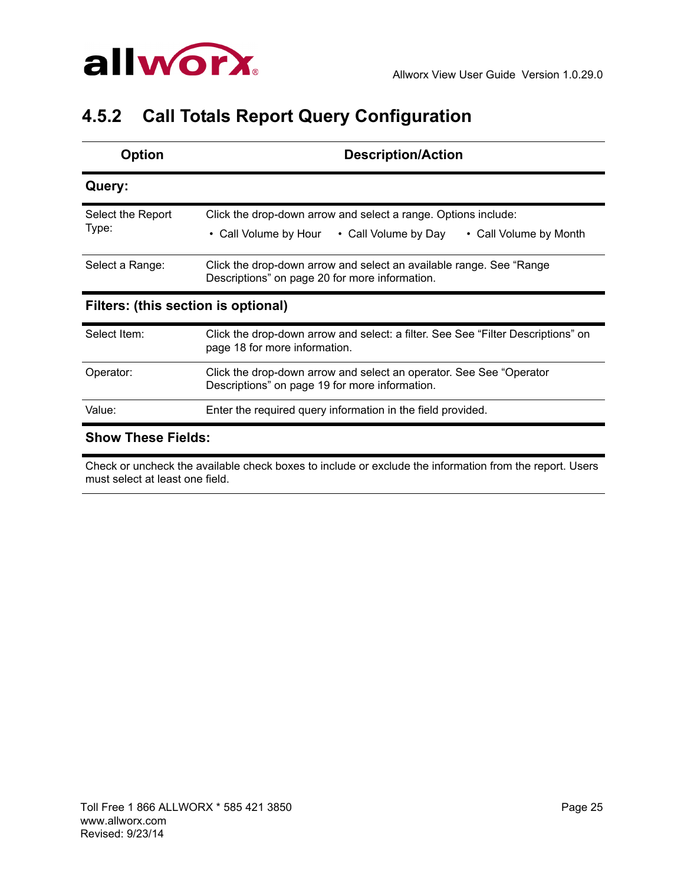## 4.5.2 Call Totals Report Query Configuration

| Option | Description/Action |
|---|---|
| **Query:** | |
| Select the Report Type: | Click the drop-down arrow and select a range. Options include: • Call Volume by Hour • Call Volume by Day • Call Volume by Month |
| Select a Range: | Click the drop-down arrow and select an available range. See “Range Descriptions” on page 20 for more information. |
| **Filters: (this section is optional)** | |
| Select Item: | Click the drop-down arrow and select: a filter. See See “Filter Descriptions” on page 18 for more information. |
| Operator: | Click the drop-down arrow and select an operator. See See “Operator Descriptions” on page 19 for more information. |
| Value: | Enter the required query information in the field provided. |
| **Show These Fields:** | |
| Check or uncheck the available check boxes to include or exclude the information from the report. Users must select at least one field. | |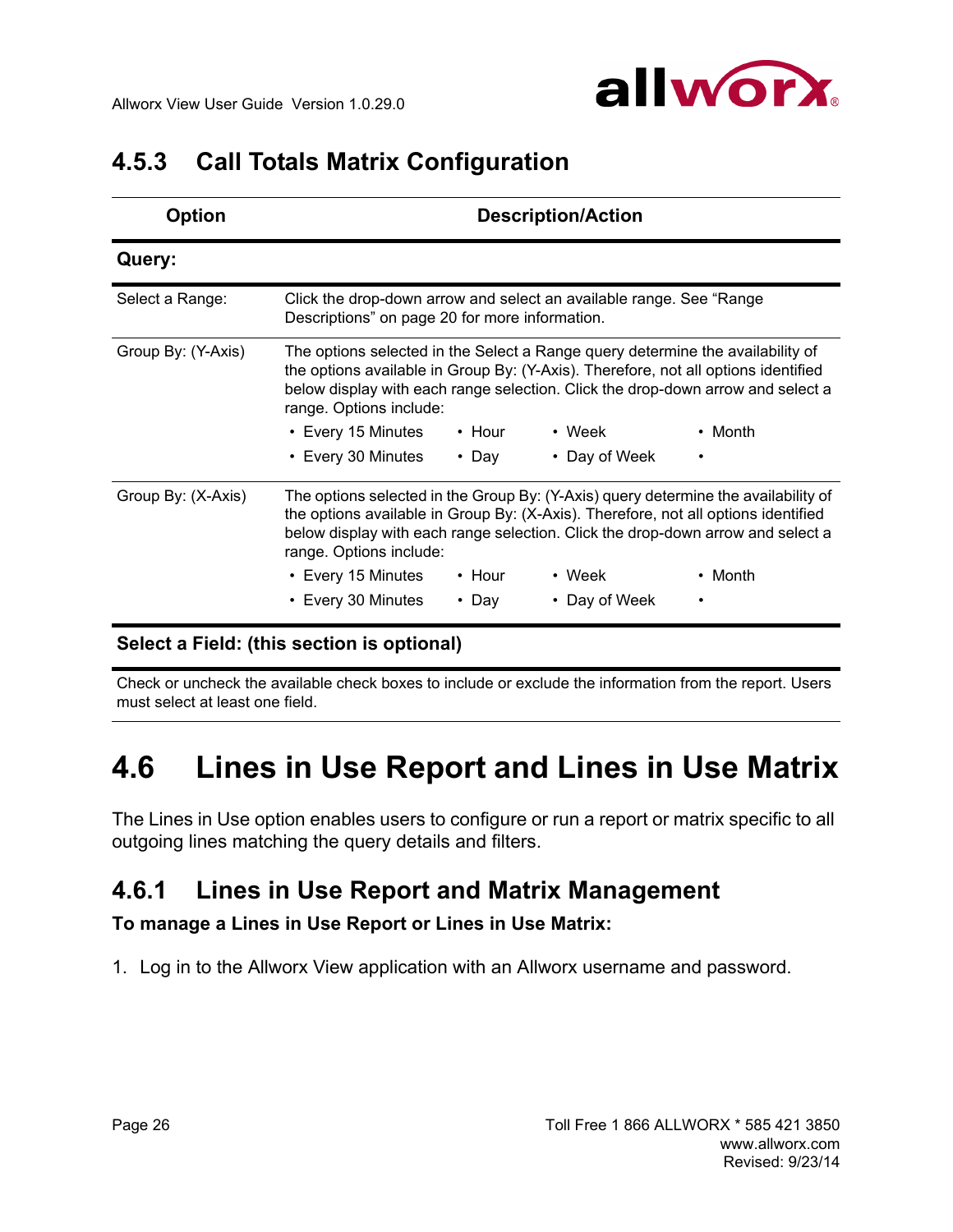### 4.5.3 Call Totals Matrix Configuration

| Option | Description/Action |
|---|---|
| **Query:** | |
| Select a Range: | Click the drop-down arrow and select an available range. See "Range Descriptions" on page 20 for more information. |
| Group By: (Y-Axis) | The options selected in the Select a Range query determine the availability of the options available in Group By: (Y-Axis). Therefore, not all options identified below display with each range selection. Click the drop-down arrow and select a range. Options include: • Every 15 Minutes • Every 30 Minutes • Hour • Day • Week • Day of Week • Month • |
| Group By: (X-Axis) | The options selected in the Group By: (Y-Axis) query determine the availability of the options available in Group By: (X-Axis). Therefore, not all options identified below display with each range selection. Click the drop-down arrow and select a range. Options include: • Every 15 Minutes • Every 30 Minutes • Hour • Day • Week • Day of Week • Month • |
| **Select a Field: (this section is optional)** | |
| Check or uncheck the available check boxes to include or exclude the information from the report. Users must select at least one field. | |

## 4.6 Lines in Use Report and Lines in Use Matrix

The Lines in Use option enables users to configure or run a report or matrix specific to all outgoing lines matching the query details and filters.

### 4.6.1 Lines in Use Report and Matrix Management

**To manage a Lines in Use Report or Lines in Use Matrix:**

1. Log in to the Allworx View application with an Allworx username and password.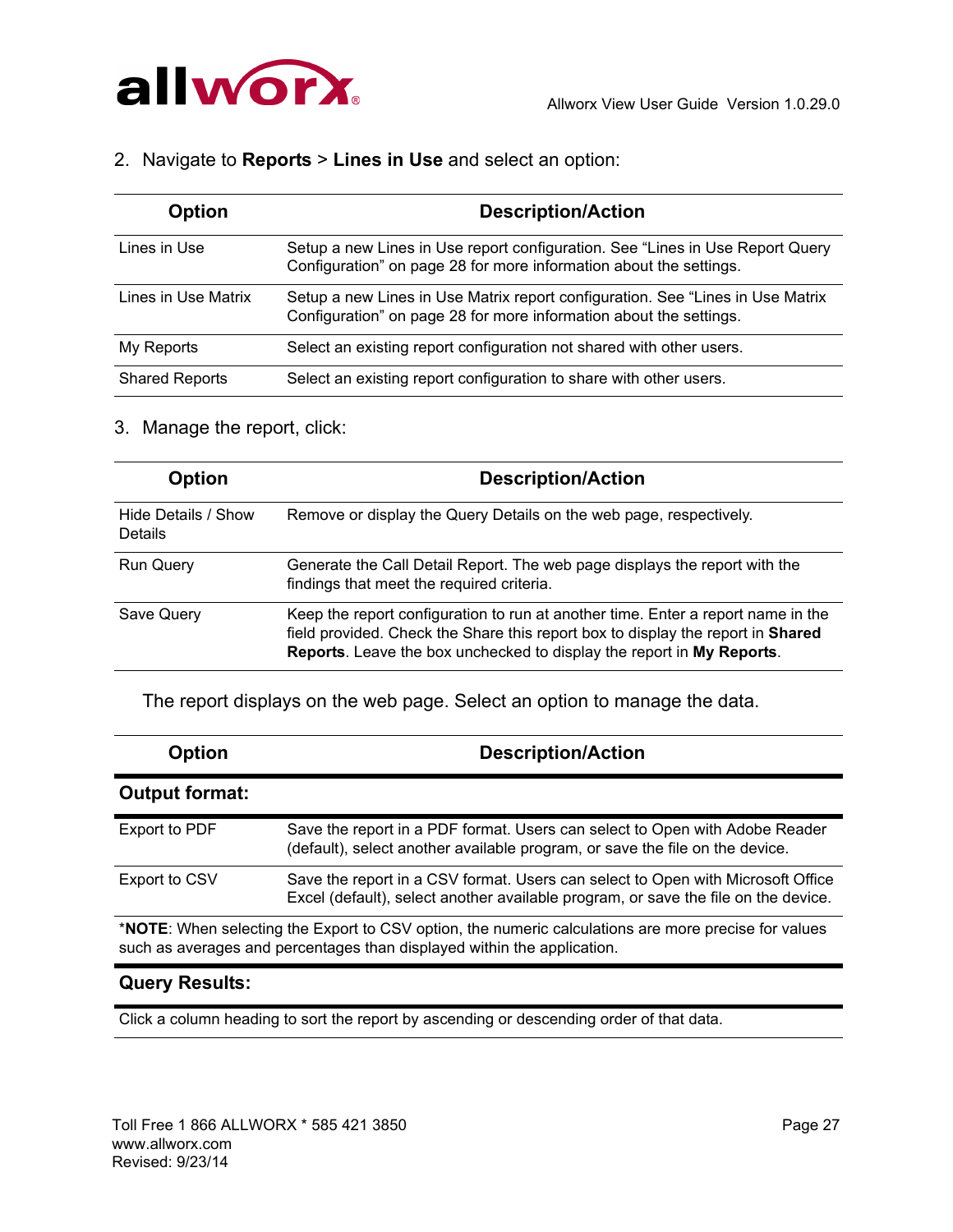2. Navigate to **Reports** > **Lines in Use** and select an option:

| Option | Description/Action |
|---|---|
| Lines in Use | Setup a new Lines in Use report configuration. See “Lines in Use Report Query Configuration” on page 28 for more information about the settings. |
| Lines in Use Matrix | Setup a new Lines in Use Matrix report configuration. See “Lines in Use Matrix Configuration” on page 28 for more information about the settings. |
| My Reports | Select an existing report configuration not shared with other users. |
| Shared Reports | Select an existing report configuration to share with other users. |

3. Manage the report, click:

| Option | Description/Action |
|---|---|
| Hide Details / Show Details | Remove or display the Query Details on the web page, respectively. |
| Run Query | Generate the Call Detail Report. The web page displays the report with the findings that meet the required criteria. |
| Save Query | Keep the report configuration to run at another time. Enter a report name in the field provided. Check the Share this report box to display the report in **Shared Reports**. Leave the box unchecked to display the report in **My Reports**. |

The report displays on the web page. Select an option to manage the data.

| Option | Description/Action |
|---|---|
| **Output format:** | |
| Export to PDF | Save the report in a PDF format. Users can select to Open with Adobe Reader (default), select another available program, or save the file on the device. |
| Export to CSV | Save the report in a CSV format. Users can select to Open with Microsoft Office Excel (default), select another available program, or save the file on the device. |
| *__NOTE__: When selecting the Export to CSV option, the numeric calculations are more precise for values such as averages and percentages than displayed within the application. | |
| **Query Results:** | |
| Click a column heading to sort the report by ascending or descending order of that data. | |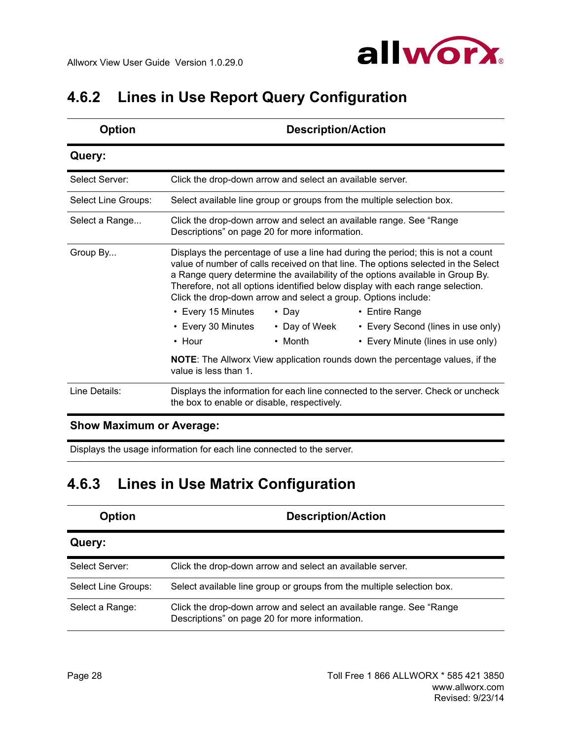## 4.6.2 Lines in Use Report Query Configuration

| Option | Description/Action |
|---|---|
| **Query:** | |
| Select Server: | Click the drop-down arrow and select an available server. |
| Select Line Groups: | Select available line group or groups from the multiple selection box. |
| Select a Range... | Click the drop-down arrow and select an available range. See “Range Descriptions” on page 20 for more information. |
| Group By... | Displays the percentage of use a line had during the period; this is not a count value of number of calls received on that line. The options selected in the Select a Range query determine the availability of the options available in Group By. Therefore, not all options identified below display with each range selection. Click the drop-down arrow and select a group. Options include: • Every 15 Minutes • Every 30 Minutes • Hour • Day • Day of Week • Month • Entire Range • Every Second (lines in use only) • Every Minute (lines in use only) **NOTE**: The Allworx View application rounds down the percentage values, if the value is less than 1. |
| Line Details: | Displays the information for each line connected to the server. Check or uncheck the box to enable or disable, respectively. |
| **Show Maximum or Average:** | |
| Displays the usage information for each line connected to the server. | |

## 4.6.3 Lines in Use Matrix Configuration

| Option | Description/Action |
|---|---|
| **Query:** | |
| Select Server: | Click the drop-down arrow and select an available server. |
| Select Line Groups: | Select available line group or groups from the multiple selection box. |
| Select a Range: | Click the drop-down arrow and select an available range. See “Range Descriptions” on page 20 for more information. |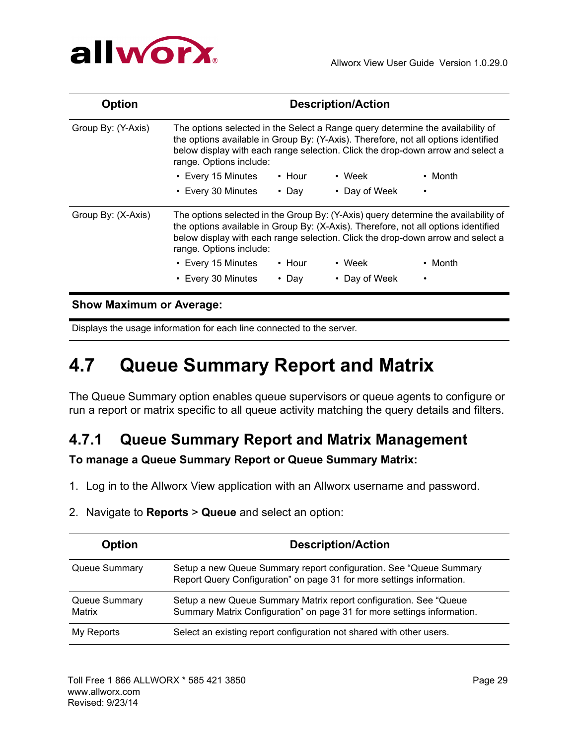| Option | Description/Action |
|---|---|
| Group By: (Y-Axis) | The options selected in the Select a Range query determine the availability of the options available in Group By: (Y-Axis). Therefore, not all options identified below display with each range selection. Click the drop-down arrow and select a range. Options include:<br>• Every 15 Minutes • Hour • Week • Month<br>• Every 30 Minutes • Day • Day of Week • |
| Group By: (X-Axis) | The options selected in the Group By: (Y-Axis) query determine the availability of the options available in Group By: (X-Axis). Therefore, not all options identified below display with each range selection. Click the drop-down arrow and select a range. Options include:<br>• Every 15 Minutes • Hour • Week • Month<br>• Every 30 Minutes • Day • Day of Week • |

**Show Maximum or Average:**

Displays the usage information for each line connected to the server.

# 4.7 Queue Summary Report and Matrix

The Queue Summary option enables queue supervisors or queue agents to configure or run a report or matrix specific to all queue activity matching the query details and filters.

## 4.7.1 Queue Summary Report and Matrix Management

**To manage a Queue Summary Report or Queue Summary Matrix:**

1. Log in to the Allworx View application with an Allworx username and password.
2. Navigate to **Reports** > **Queue** and select an option:

| Option | Description/Action |
|---|---|
| Queue Summary | Setup a new Queue Summary report configuration. See "Queue Summary Report Query Configuration" on page 31 for more settings information. |
| Queue Summary Matrix | Setup a new Queue Summary Matrix report configuration. See "Queue Summary Matrix Configuration" on page 31 for more settings information. |
| My Reports | Select an existing report configuration not shared with other users. |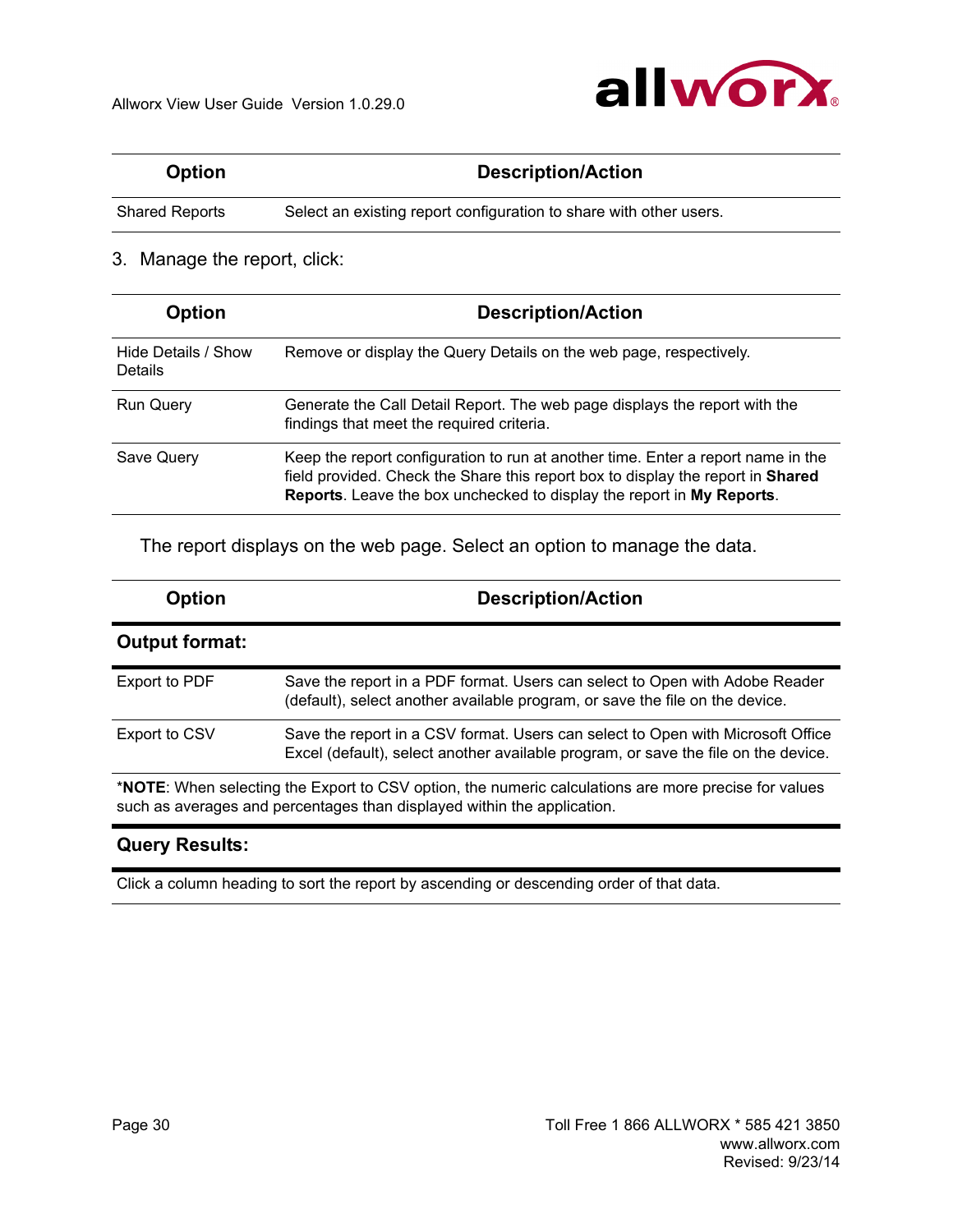| Option | Description/Action |
|---|---|
| Shared Reports | Select an existing report configuration to share with other users. |

3. Manage the report, click:

| Option | Description/Action |
|---|---|
| Hide Details / Show Details | Remove or display the Query Details on the web page, respectively. |
| Run Query | Generate the Call Detail Report. The web page displays the report with the findings that meet the required criteria. |
| Save Query | Keep the report configuration to run at another time. Enter a report name in the field provided. Check the Share this report box to display the report in **Shared Reports**. Leave the box unchecked to display the report in **My Reports**. |

The report displays on the web page. Select an option to manage the data.

| Option | Description/Action |
|---|---|
| **Output format:** | |
| Export to PDF | Save the report in a PDF format. Users can select to Open with Adobe Reader (default), select another available program, or save the file on the device. |
| Export to CSV | Save the report in a CSV format. Users can select to Open with Microsoft Office Excel (default), select another available program, or save the file on the device. |
| *__NOTE__: When selecting the Export to CSV option, the numeric calculations are more precise for values such as averages and percentages than displayed within the application. | |
| **Query Results:** | |
| Click a column heading to sort the report by ascending or descending order of that data. | |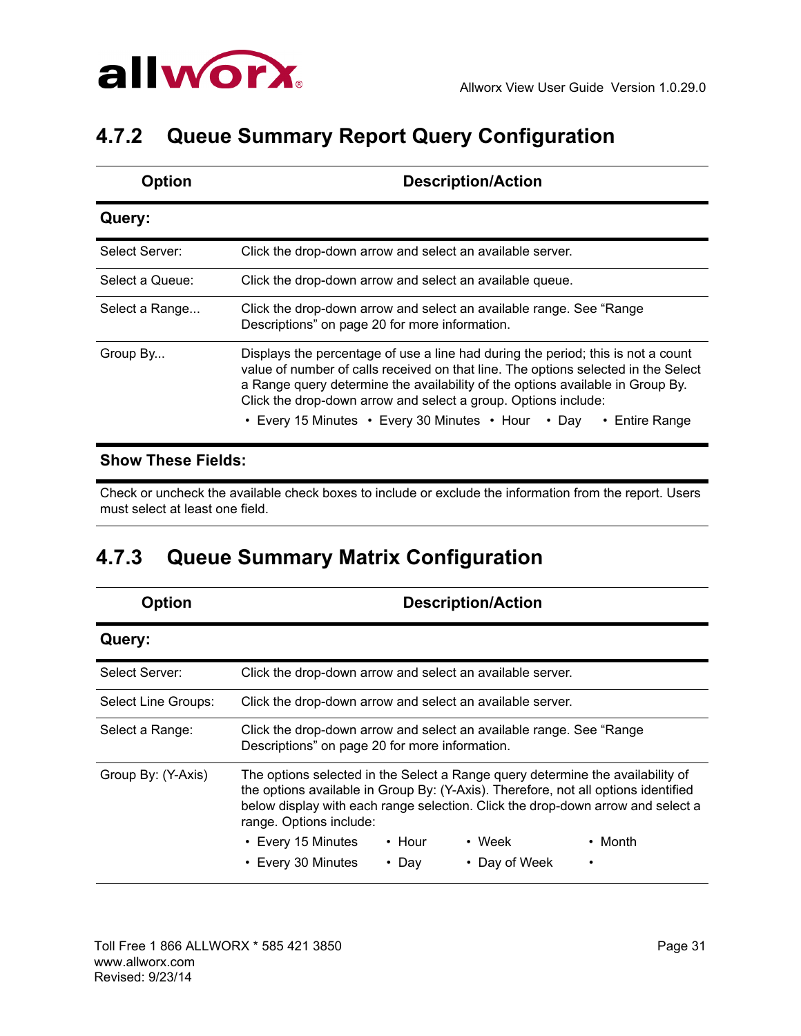### 4.7.2 Queue Summary Report Query Configuration

| Option | Description/Action |
|---|---|
| **Query:** | |
| Select Server: | Click the drop-down arrow and select an available server. |
| Select a Queue: | Click the drop-down arrow and select an available queue. |
| Select a Range... | Click the drop-down arrow and select an available range. See "Range Descriptions" on page 20 for more information. |
| Group By... | Displays the percentage of use a line had during the period; this is not a count value of number of calls received on that line. The options selected in the Select a Range query determine the availability of the options available in Group By. Click the drop-down arrow and select a group. Options include: • Every 15 Minutes • Every 30 Minutes • Hour • Day • Entire Range |
| **Show These Fields:** | |
| Check or uncheck the available check boxes to include or exclude the information from the report. Users must select at least one field. | |

### 4.7.3 Queue Summary Matrix Configuration

| Option | Description/Action |
|---|---|
| **Query:** | |
| Select Server: | Click the drop-down arrow and select an available server. |
| Select Line Groups: | Click the drop-down arrow and select an available server. |
| Select a Range: | Click the drop-down arrow and select an available range. See "Range Descriptions" on page 20 for more information. |
| Group By: (Y-Axis) | The options selected in the Select a Range query determine the availability of the options available in Group By: (Y-Axis). Therefore, not all options identified below display with each range selection. Click the drop-down arrow and select a range. Options include: • Every 15 Minutes • Hour • Week • Month • Every 30 Minutes • Day • Day of Week • |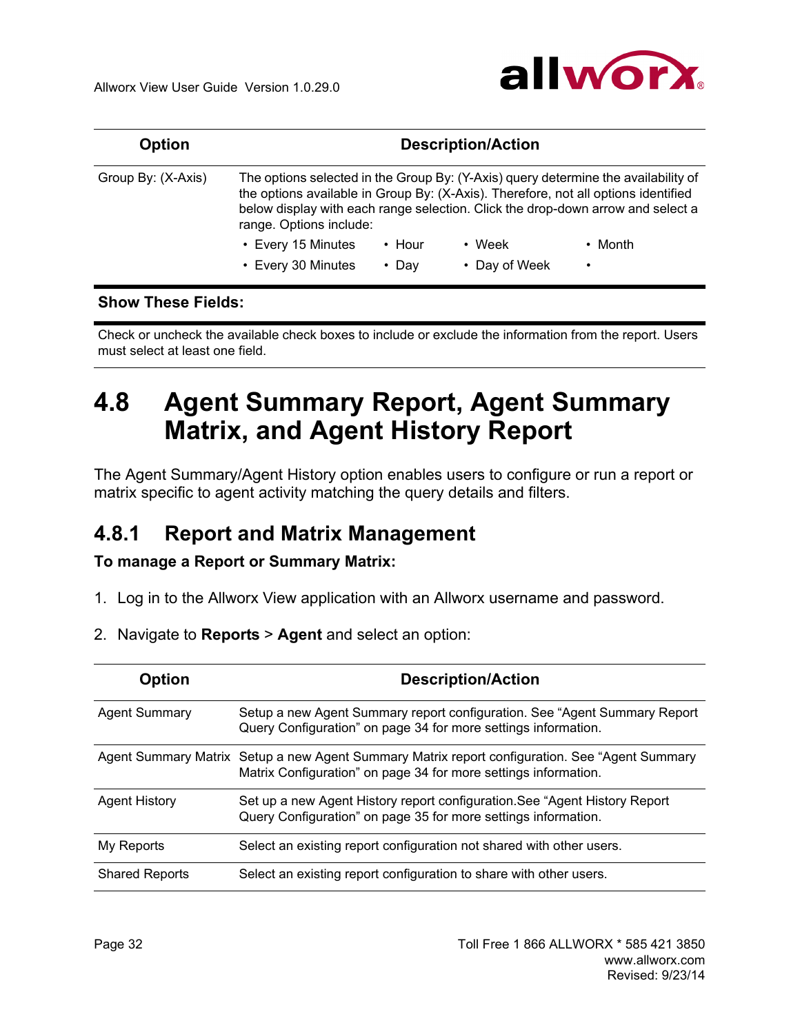| Option | Description/Action |
| --- | --- |
| Group By: (X-Axis) | The options selected in the Group By: (Y-Axis) query determine the availability of the options available in Group By: (X-Axis). Therefore, not all options identified below display with each range selection. Click the drop-down arrow and select a range. Options include:<br>• Every 15 Minutes • Hour • Week • Month<br>• Every 30 Minutes • Day • Day of Week • |

**Show These Fields:**

Check or uncheck the available check boxes to include or exclude the information from the report. Users must select at least one field.

# 4.8 Agent Summary Report, Agent Summary Matrix, and Agent History Report

The Agent Summary/Agent History option enables users to configure or run a report or matrix specific to agent activity matching the query details and filters.

## 4.8.1 Report and Matrix Management

**To manage a Report or Summary Matrix:**

1. Log in to the Allworx View application with an Allworx username and password.
2. Navigate to **Reports** > **Agent** and select an option:

| Option | Description/Action |
| --- | --- |
| Agent Summary | Setup a new Agent Summary report configuration. See “Agent Summary Report Query Configuration” on page 34 for more settings information. |
| Agent Summary Matrix | Setup a new Agent Summary Matrix report configuration. See “Agent Summary Matrix Configuration” on page 34 for more settings information. |
| Agent History | Set up a new Agent History report configuration.See “Agent History Report Query Configuration” on page 35 for more settings information. |
| My Reports | Select an existing report configuration not shared with other users. |
| Shared Reports | Select an existing report configuration to share with other users. |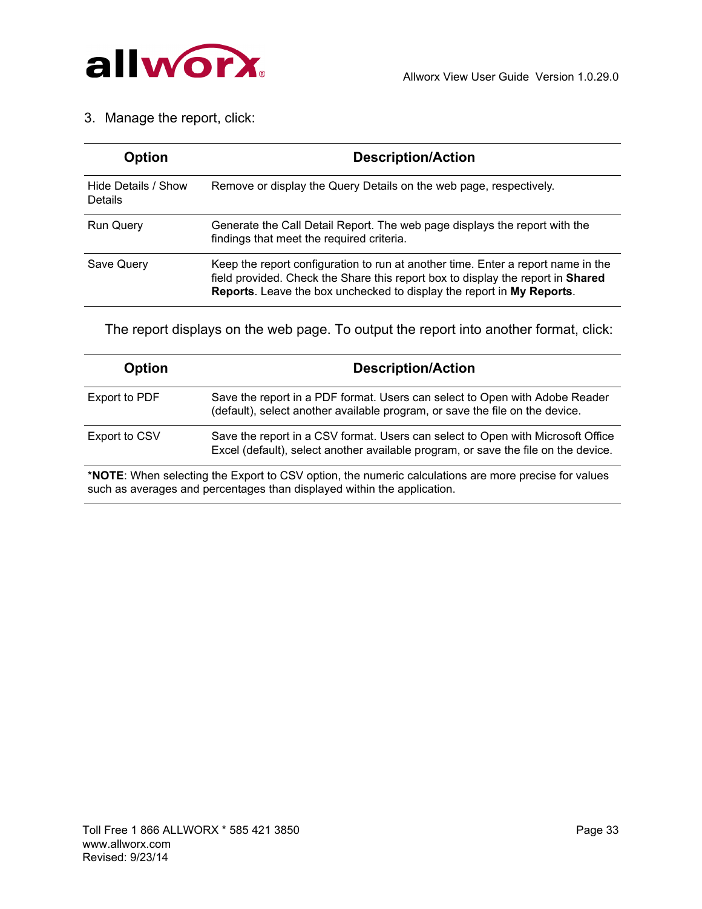3. Manage the report, click:

| Option | Description/Action |
|---|---|
| Hide Details / Show Details | Remove or display the Query Details on the web page, respectively. |
| Run Query | Generate the Call Detail Report. The web page displays the report with the findings that meet the required criteria. |
| Save Query | Keep the report configuration to run at another time. Enter a report name in the field provided. Check the Share this report box to display the report in **Shared Reports**. Leave the box unchecked to display the report in **My Reports**. |

The report displays on the web page. To output the report into another format, click:

| Option | Description/Action |
|---|---|
| Export to PDF | Save the report in a PDF format. Users can select to Open with Adobe Reader (default), select another available program, or save the file on the device. |
| Export to CSV | Save the report in a CSV format. Users can select to Open with Microsoft Office Excel (default), select another available program, or save the file on the device. |

*__NOTE__: When selecting the Export to CSV option, the numeric calculations are more precise for values such as averages and percentages than displayed within the application.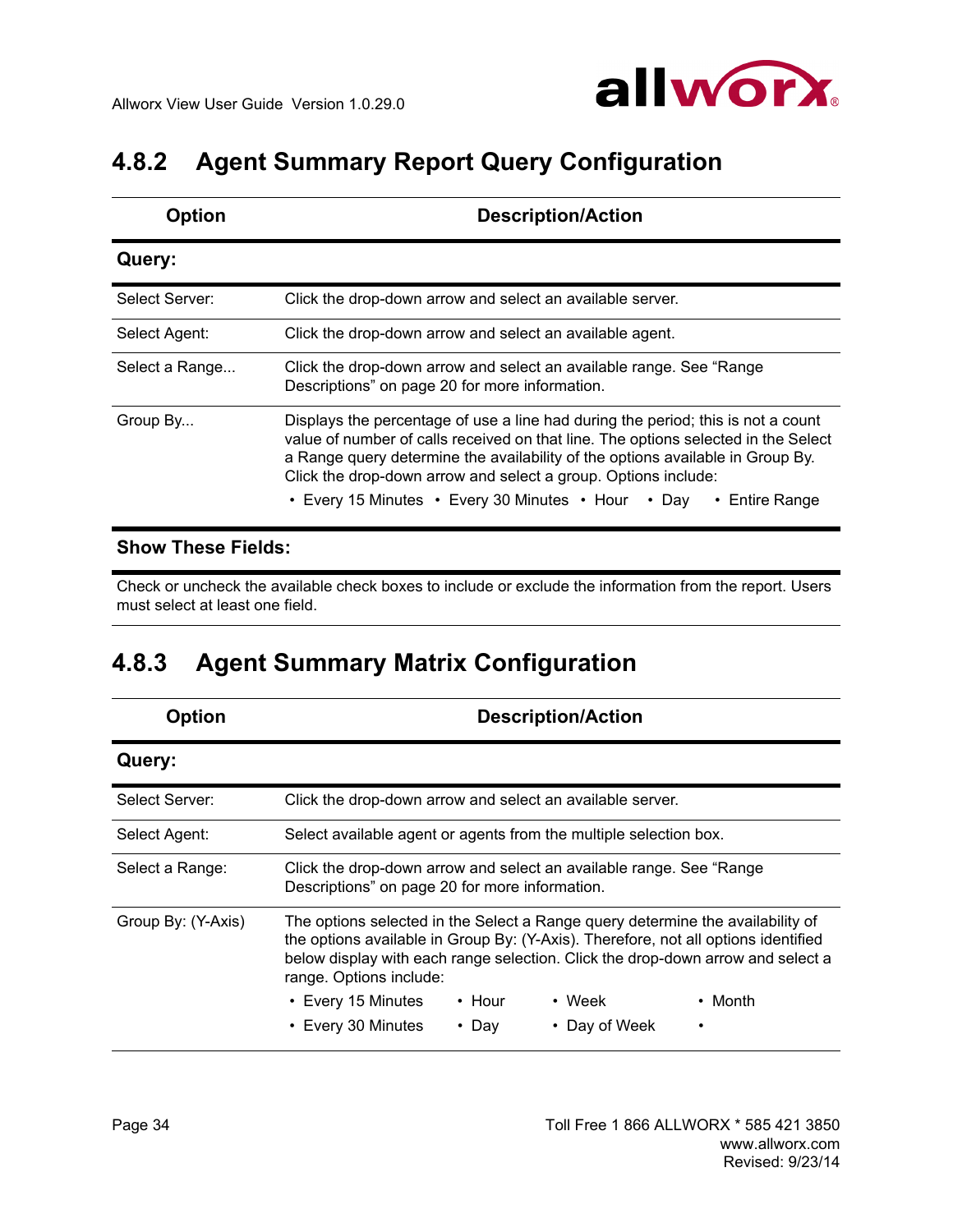## 4.8.2 Agent Summary Report Query Configuration

| Option | Description/Action |
|---|---|
| **Query:** | |
| Select Server: | Click the drop-down arrow and select an available server. |
| Select Agent: | Click the drop-down arrow and select an available agent. |
| Select a Range... | Click the drop-down arrow and select an available range. See "Range Descriptions" on page 20 for more information. |
| Group By... | Displays the percentage of use a line had during the period; this is not a count value of number of calls received on that line. The options selected in the Select a Range query determine the availability of the options available in Group By. Click the drop-down arrow and select a group. Options include: • Every 15 Minutes • Every 30 Minutes • Hour • Day • Entire Range |
| **Show These Fields:** | |
| Check or uncheck the available check boxes to include or exclude the information from the report. Users must select at least one field. | |

## 4.8.3 Agent Summary Matrix Configuration

| Option | Description/Action |
|---|---|
| **Query:** | |
| Select Server: | Click the drop-down arrow and select an available server. |
| Select Agent: | Select available agent or agents from the multiple selection box. |
| Select a Range: | Click the drop-down arrow and select an available range. See "Range Descriptions" on page 20 for more information. |
| Group By: (Y-Axis) | The options selected in the Select a Range query determine the availability of the options available in Group By: (Y-Axis). Therefore, not all options identified below display with each range selection. Click the drop-down arrow and select a range. Options include: • Every 15 Minutes • Hour • Week • Month • Every 30 Minutes • Day • Day of Week • |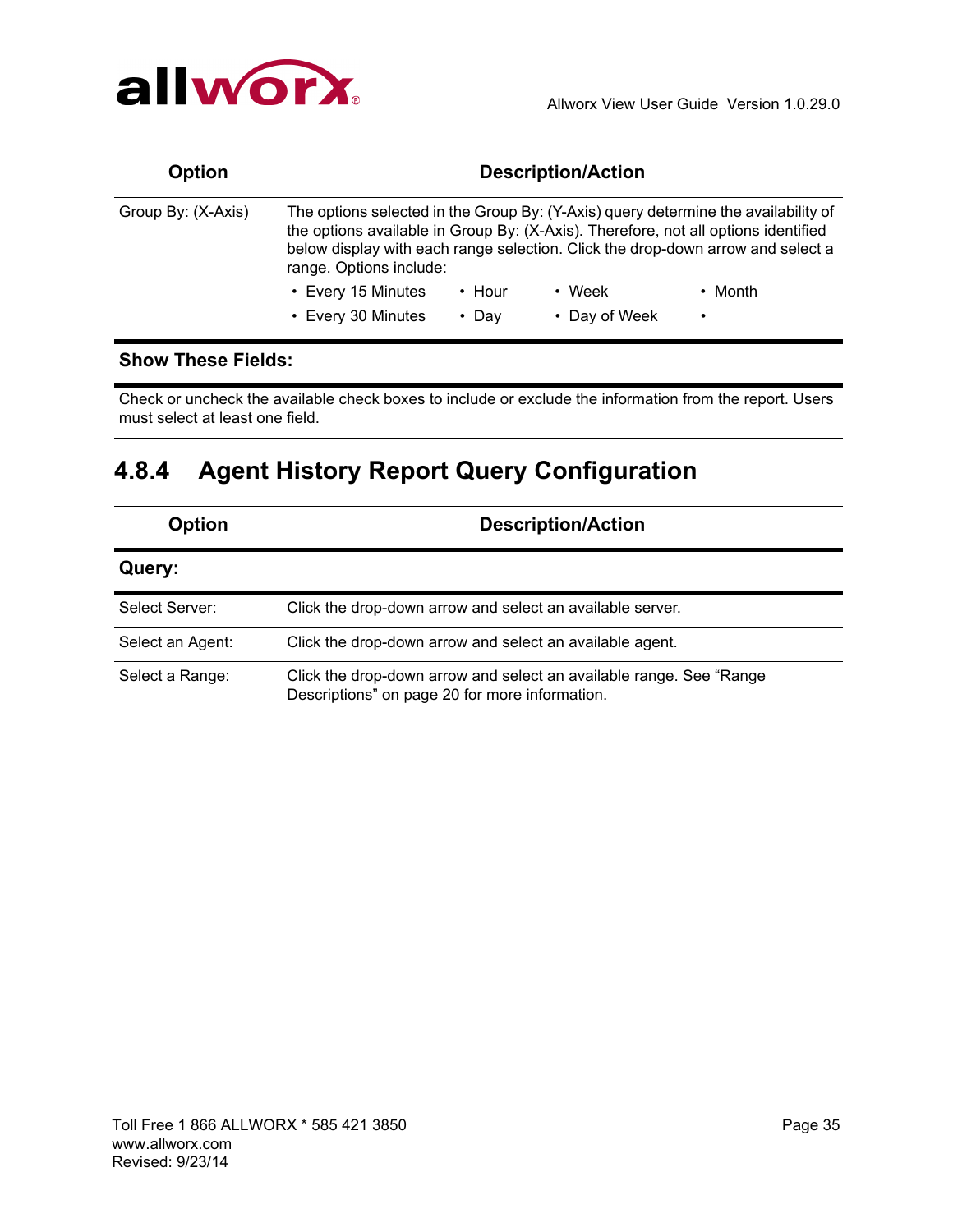| Option | Description/Action |
|---|---|
| Group By: (X-Axis) | The options selected in the Group By: (Y-Axis) query determine the availability of the options available in Group By: (X-Axis). Therefore, not all options identified below display with each range selection. Click the drop-down arrow and select a range. Options include:<br>• Every 15 Minutes • Hour • Week • Month<br>• Every 30 Minutes • Day • Day of Week • |
| **Show These Fields:** | |
| Check or uncheck the available check boxes to include or exclude the information from the report. Users must select at least one field. | |

### 4.8.4 Agent History Report Query Configuration

| Option | Description/Action |
|---|---|
| **Query:** | |
| Select Server: | Click the drop-down arrow and select an available server. |
| Select an Agent: | Click the drop-down arrow and select an available agent. |
| Select a Range: | Click the drop-down arrow and select an available range. See “Range Descriptions” on page 20 for more information. |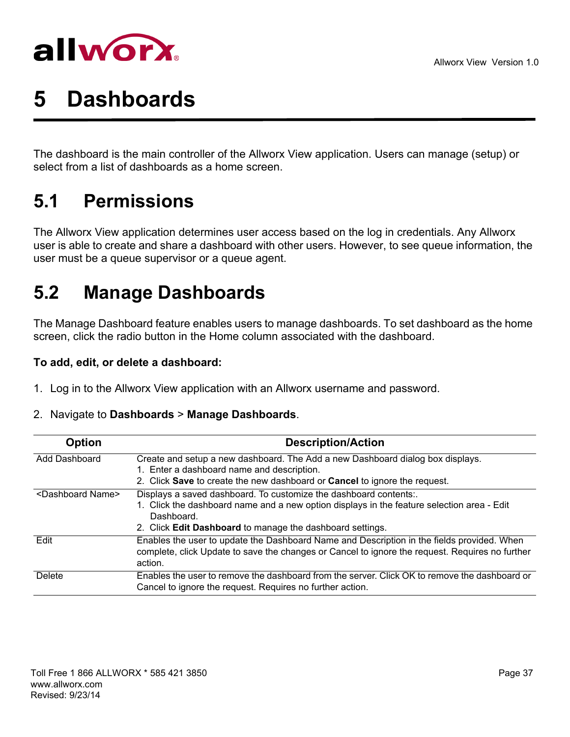# 5 Dashboards

The dashboard is the main controller of the Allworx View application. Users can manage (setup) or select from a list of dashboards as a home screen.

## 5.1 Permissions

The Allworx View application determines user access based on the log in credentials. Any Allworx user is able to create and share a dashboard with other users. However, to see queue information, the user must be a queue supervisor or a queue agent.

## 5.2 Manage Dashboards

The Manage Dashboard feature enables users to manage dashboards. To set dashboard as the home screen, click the radio button in the Home column associated with the dashboard.

**To add, edit, or delete a dashboard:**

1. Log in to the Allworx View application with an Allworx username and password.
2. Navigate to **Dashboards** > **Manage Dashboards**.

| Option | Description/Action |
|---|---|
| Add Dashboard | Create and setup a new dashboard. The Add a new Dashboard dialog box displays.<br>1. Enter a dashboard name and description.<br>2. Click **Save** to create the new dashboard or **Cancel** to ignore the request. |
| <Dashboard Name> | Displays a saved dashboard. To customize the dashboard contents:.<br>1. Click the dashboard name and a new option displays in the feature selection area - Edit Dashboard.<br>2. Click **Edit Dashboard** to manage the dashboard settings. |
| Edit | Enables the user to update the Dashboard Name and Description in the fields provided. When complete, click Update to save the changes or Cancel to ignore the request. Requires no further action. |
| Delete | Enables the user to remove the dashboard from the server. Click OK to remove the dashboard or Cancel to ignore the request. Requires no further action. |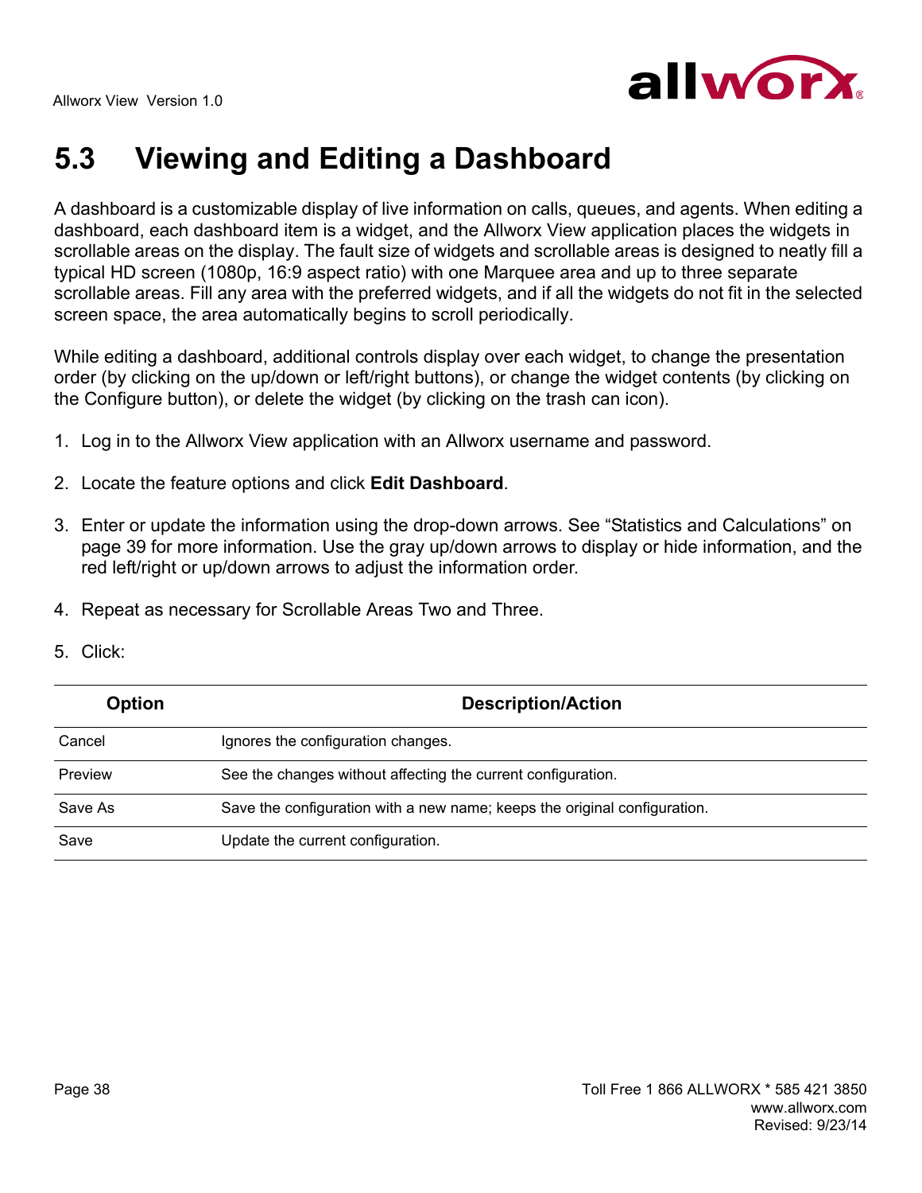## 5.3 Viewing and Editing a Dashboard

A dashboard is a customizable display of live information on calls, queues, and agents. When editing a dashboard, each dashboard item is a widget, and the Allworx View application places the widgets in scrollable areas on the display. The fault size of widgets and scrollable areas is designed to neatly fill a typical HD screen (1080p, 16:9 aspect ratio) with one Marquee area and up to three separate scrollable areas. Fill any area with the preferred widgets, and if all the widgets do not fit in the selected screen space, the area automatically begins to scroll periodically.

While editing a dashboard, additional controls display over each widget, to change the presentation order (by clicking on the up/down or left/right buttons), or change the widget contents (by clicking on the Configure button), or delete the widget (by clicking on the trash can icon).

1. Log in to the Allworx View application with an Allworx username and password.
2. Locate the feature options and click **Edit Dashboard**.
3. Enter or update the information using the drop-down arrows. See “Statistics and Calculations” on page 39 for more information. Use the gray up/down arrows to display or hide information, and the red left/right or up/down arrows to adjust the information order.
4. Repeat as necessary for Scrollable Areas Two and Three.
5. Click:

| Option | Description/Action |
|---|---|
| Cancel | Ignores the configuration changes. |
| Preview | See the changes without affecting the current configuration. |
| Save As | Save the configuration with a new name; keeps the original configuration. |
| Save | Update the current configuration. |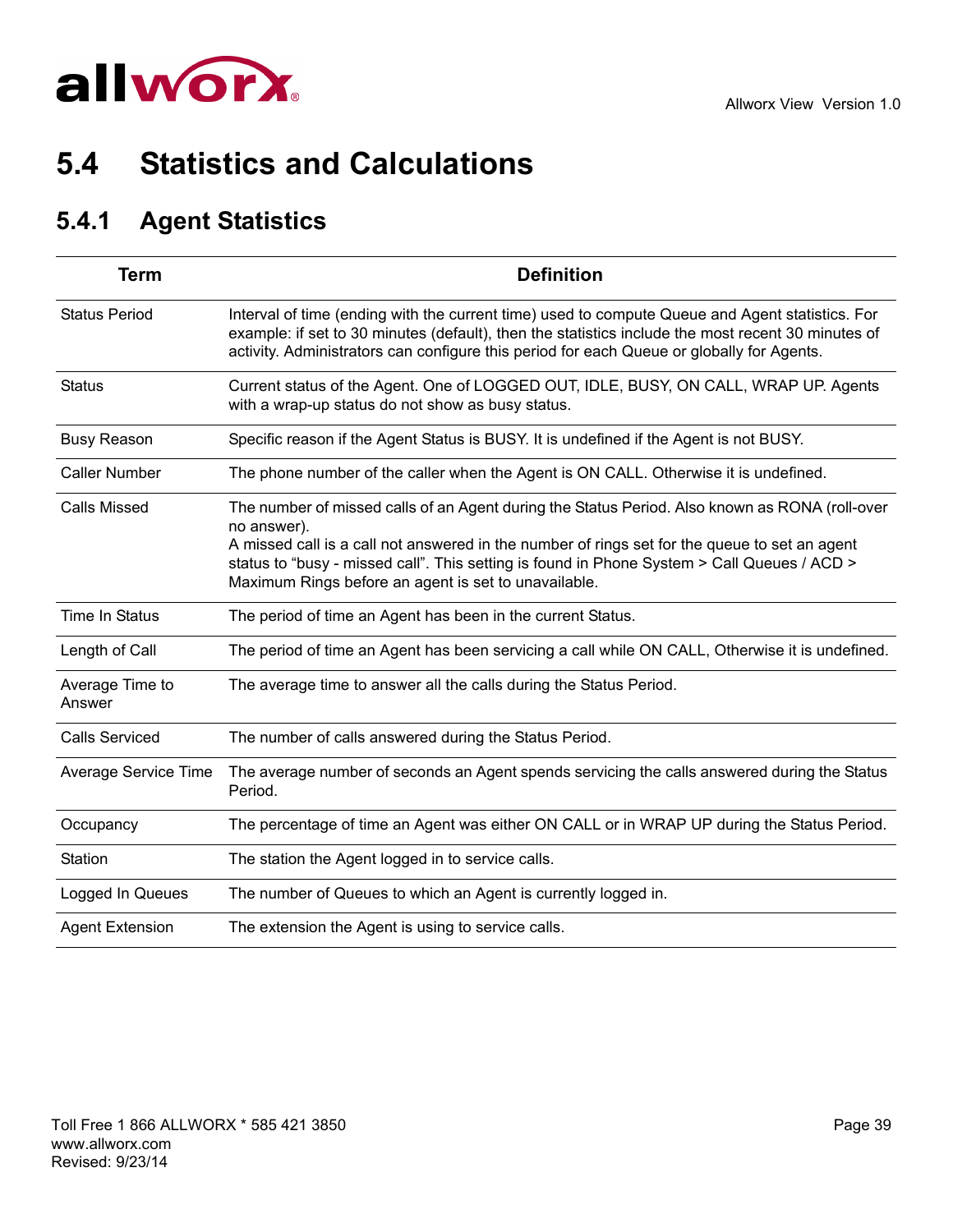## 5.4 Statistics and Calculations

### 5.4.1 Agent Statistics

| Term | Definition |
|---|---|
| Status Period | Interval of time (ending with the current time) used to compute Queue and Agent statistics. For example: if set to 30 minutes (default), then the statistics include the most recent 30 minutes of activity. Administrators can configure this period for each Queue or globally for Agents. |
| Status | Current status of the Agent. One of LOGGED OUT, IDLE, BUSY, ON CALL, WRAP UP. Agents with a wrap-up status do not show as busy status. |
| Busy Reason | Specific reason if the Agent Status is BUSY. It is undefined if the Agent is not BUSY. |
| Caller Number | The phone number of the caller when the Agent is ON CALL. Otherwise it is undefined. |
| Calls Missed | The number of missed calls of an Agent during the Status Period. Also known as RONA (roll-over no answer).<br>A missed call is a call not answered in the number of rings set for the queue to set an agent status to "busy - missed call". This setting is found in Phone System > Call Queues / ACD > Maximum Rings before an agent is set to unavailable. |
| Time In Status | The period of time an Agent has been in the current Status. |
| Length of Call | The period of time an Agent has been servicing a call while ON CALL, Otherwise it is undefined. |
| Average Time to Answer | The average time to answer all the calls during the Status Period. |
| Calls Serviced | The number of calls answered during the Status Period. |
| Average Service Time | The average number of seconds an Agent spends servicing the calls answered during the Status Period. |
| Occupancy | The percentage of time an Agent was either ON CALL or in WRAP UP during the Status Period. |
| Station | The station the Agent logged in to service calls. |
| Logged In Queues | The number of Queues to which an Agent is currently logged in. |
| Agent Extension | The extension the Agent is using to service calls. |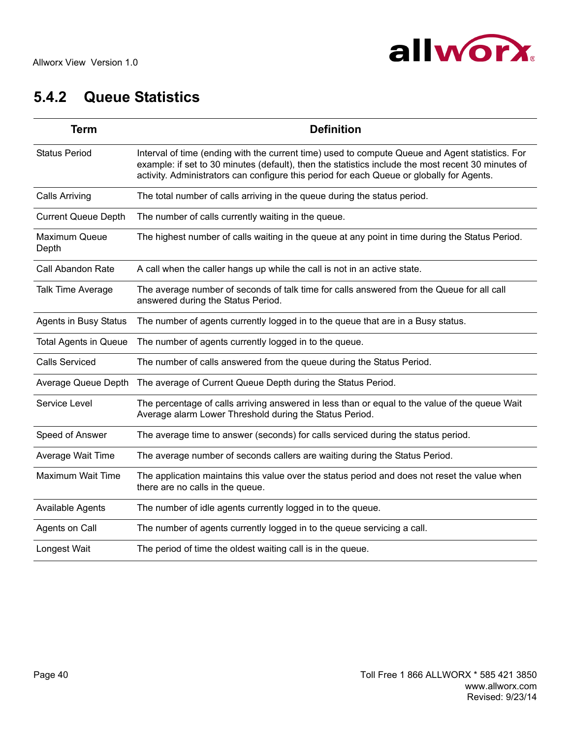## 5.4.2 Queue Statistics

| Term | Definition |
|---|---|
| Status Period | Interval of time (ending with the current time) used to compute Queue and Agent statistics. For example: if set to 30 minutes (default), then the statistics include the most recent 30 minutes of activity. Administrators can configure this period for each Queue or globally for Agents. |
| Calls Arriving | The total number of calls arriving in the queue during the status period. |
| Current Queue Depth | The number of calls currently waiting in the queue. |
| Maximum Queue Depth | The highest number of calls waiting in the queue at any point in time during the Status Period. |
| Call Abandon Rate | A call when the caller hangs up while the call is not in an active state. |
| Talk Time Average | The average number of seconds of talk time for calls answered from the Queue for all call answered during the Status Period. |
| Agents in Busy Status | The number of agents currently logged in to the queue that are in a Busy status. |
| Total Agents in Queue | The number of agents currently logged in to the queue. |
| Calls Serviced | The number of calls answered from the queue during the Status Period. |
| Average Queue Depth | The average of Current Queue Depth during the Status Period. |
| Service Level | The percentage of calls arriving answered in less than or equal to the value of the queue Wait Average alarm Lower Threshold during the Status Period. |
| Speed of Answer | The average time to answer (seconds) for calls serviced during the status period. |
| Average Wait Time | The average number of seconds callers are waiting during the Status Period. |
| Maximum Wait Time | The application maintains this value over the status period and does not reset the value when there are no calls in the queue. |
| Available Agents | The number of idle agents currently logged in to the queue. |
| Agents on Call | The number of agents currently logged in to the queue servicing a call. |
| Longest Wait | The period of time the oldest waiting call is in the queue. |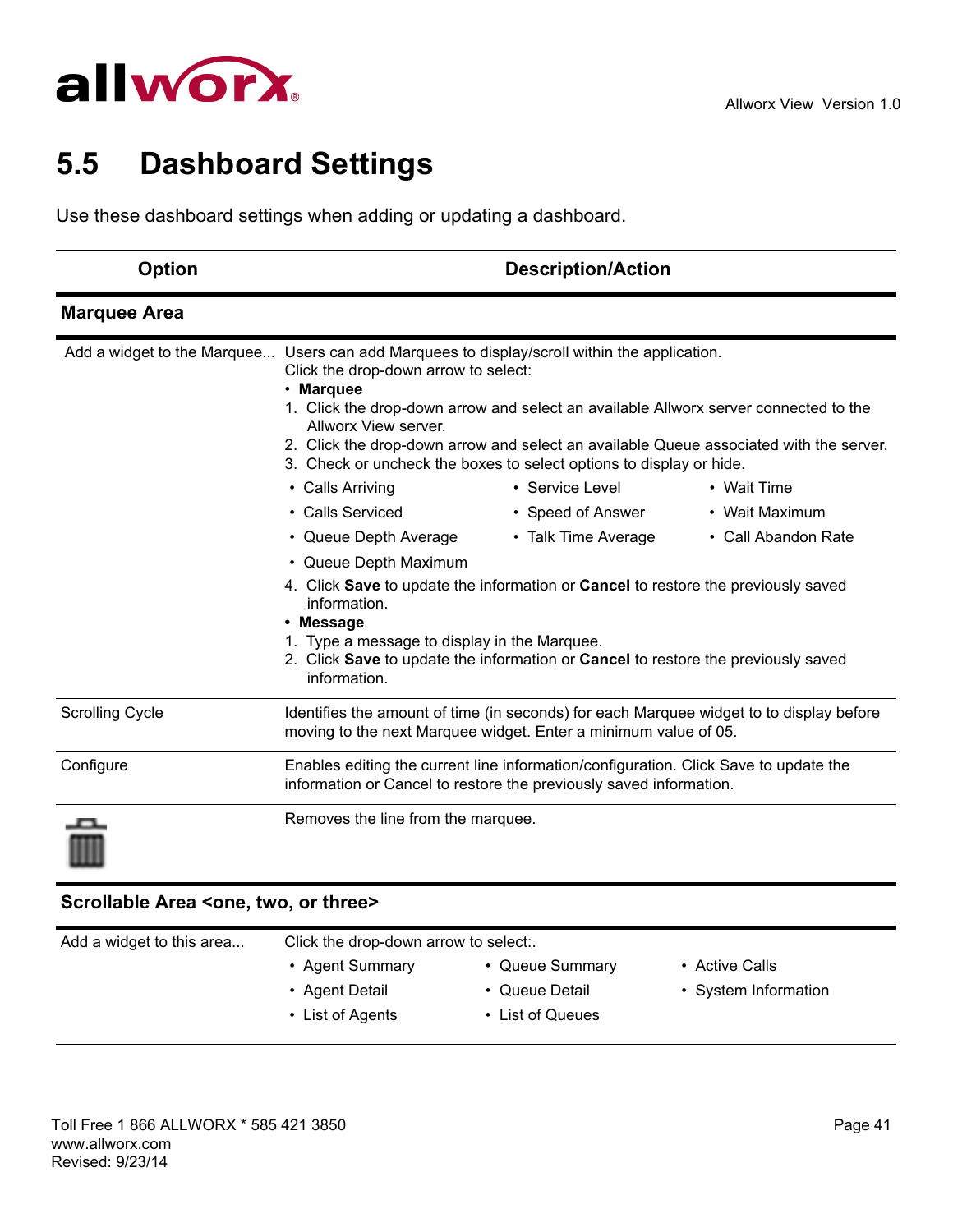## 5.5 Dashboard Settings

Use these dashboard settings when adding or updating a dashboard.

| Option | Description/Action |
|---|---|
| **Marquee Area** | |
| Add a widget to the Marquee... | Users can add Marquees to display/scroll within the application.<br>Click the drop-down arrow to select:<br>• **Marquee**<br>1. Click the drop-down arrow and select an available Allworx server connected to the Allworx View server.<br>2. Click the drop-down arrow and select an available Queue associated with the server.<br>3. Check or uncheck the boxes to select options to display or hide.<br>• Calls Arriving • Service Level • Wait Time<br>• Calls Serviced • Speed of Answer • Wait Maximum<br>• Queue Depth Average • Talk Time Average • Call Abandon Rate<br>• Queue Depth Maximum<br>4. Click **Save** to update the information or **Cancel** to restore the previously saved information.<br>• **Message**<br>1. Type a message to display in the Marquee.<br>2. Click **Save** to update the information or **Cancel** to restore the previously saved information. |
| Scrolling Cycle | Identifies the amount of time (in seconds) for each Marquee widget to to display before moving to the next Marquee widget. Enter a minimum value of 05. |
| Configure | Enables editing the current line information/configuration. Click Save to update the information or Cancel to restore the previously saved information. |
| (trash icon) | Removes the line from the marquee. |
| **Scrollable Area <one, two, or three>** | |
| Add a widget to this area... | Click the drop-down arrow to select:.<br>• Agent Summary • Queue Summary • Active Calls<br>• Agent Detail • Queue Detail • System Information<br>• List of Agents • List of Queues |

Toll Free 1 866 ALLWORX * 585 421 3850
www.allworx.com
Revised: 9/23/14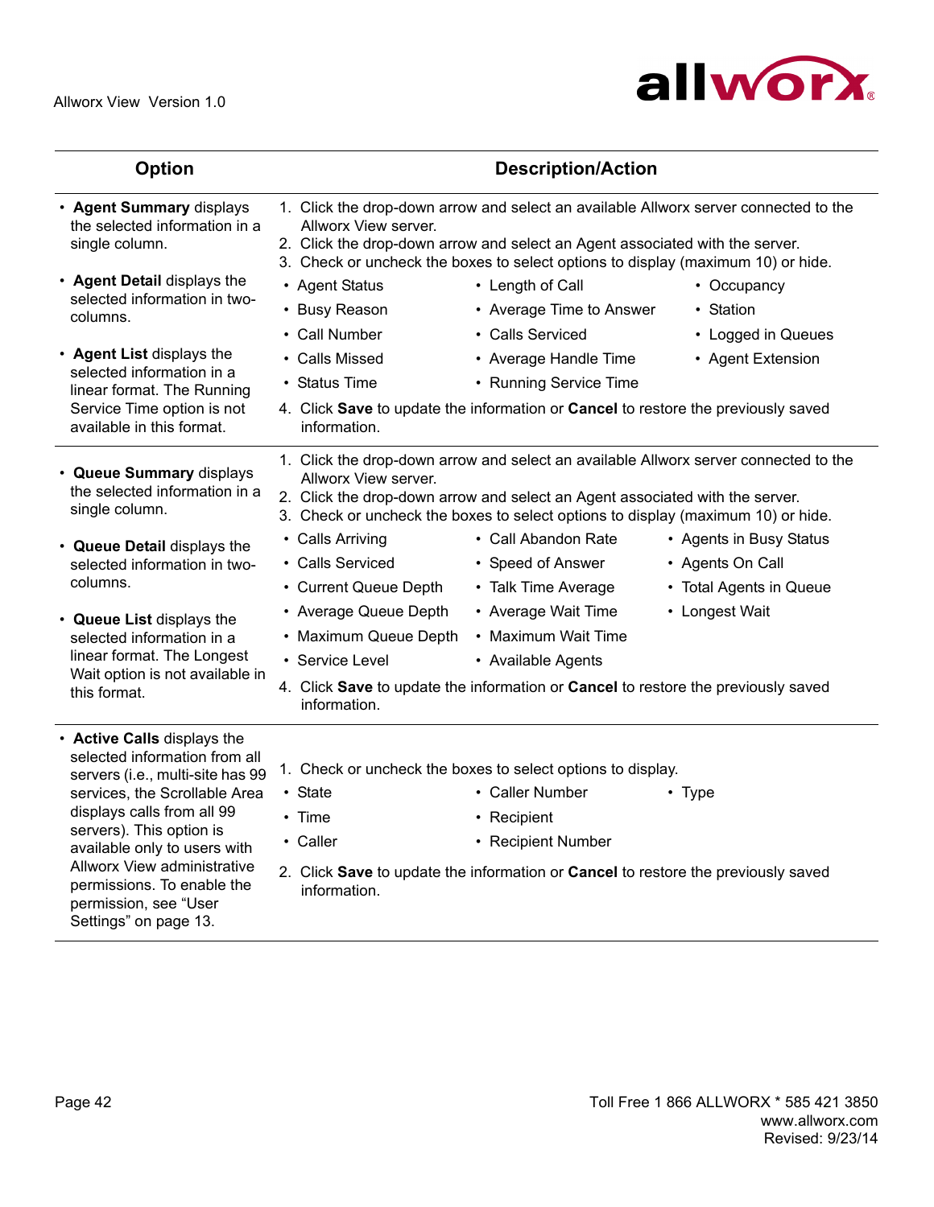| Option | Description/Action |
|---|---|
| • **Agent Summary** displays the selected information in a single column.<br><br>• **Agent Detail** displays the selected information in two-columns.<br><br>• **Agent List** displays the selected information in a linear format. The Running Service Time option is not available in this format. | 1. Click the drop-down arrow and select an available Allworx server connected to the Allworx View server.<br>2. Click the drop-down arrow and select an Agent associated with the server.<br>3. Check or uncheck the boxes to select options to display (maximum 10) or hide.<br>• Agent Status • Busy Reason • Call Number • Calls Missed • Status Time • Length of Call • Average Time to Answer • Calls Serviced • Average Handle Time • Running Service Time • Occupancy • Station • Logged in Queues • Agent Extension<br>4. Click **Save** to update the information or **Cancel** to restore the previously saved information. |
| • **Queue Summary** displays the selected information in a single column.<br><br>• **Queue Detail** displays the selected information in two-columns.<br><br>• **Queue List** displays the selected information in a linear format. The Longest Wait option is not available in this format. | 1. Click the drop-down arrow and select an available Allworx server connected to the Allworx View server.<br>2. Click the drop-down arrow and select an Agent associated with the server.<br>3. Check or uncheck the boxes to select options to display (maximum 10) or hide.<br>• Calls Arriving • Calls Serviced • Current Queue Depth • Average Queue Depth • Maximum Queue Depth • Service Level • Call Abandon Rate • Speed of Answer • Talk Time Average • Average Wait Time • Maximum Wait Time • Available Agents • Agents in Busy Status • Agents On Call • Total Agents in Queue • Longest Wait<br>4. Click **Save** to update the information or **Cancel** to restore the previously saved information. |
| • **Active Calls** displays the selected information from all servers (i.e., multi-site has 99 services, the Scrollable Area displays calls from all 99 servers). This option is available only to users with Allworx View administrative permissions. To enable the permission, see “User Settings” on page 13. | 1. Check or uncheck the boxes to select options to display.<br>• State • Time • Caller • Caller Number • Recipient • Recipient Number • Type<br>2. Click **Save** to update the information or **Cancel** to restore the previously saved information. |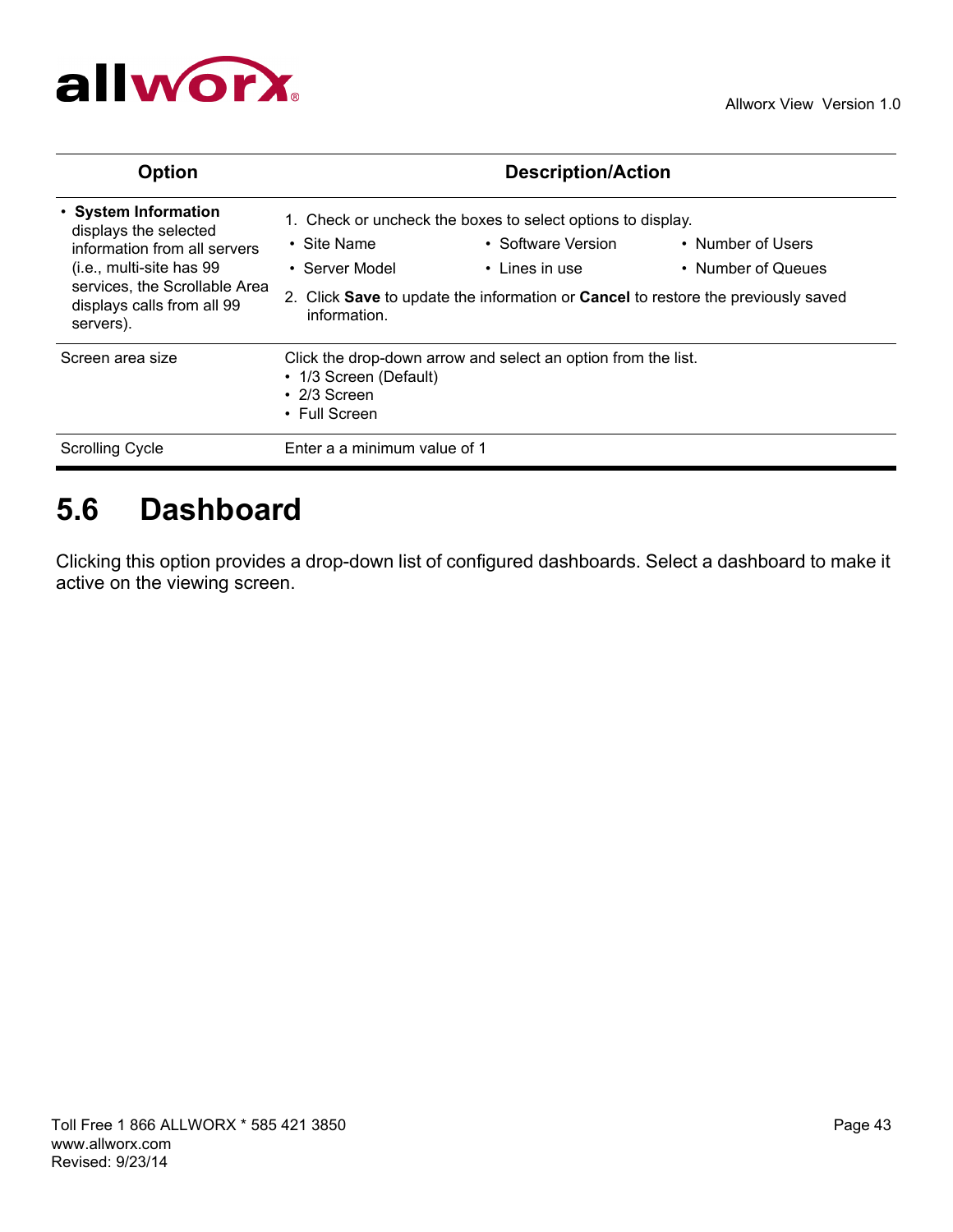| Option | Description/Action |
|---|---|
| • **System Information** displays the selected information from all servers (i.e., multi-site has 99 services, the Scrollable Area displays calls from all 99 servers). | 1. Check or uncheck the boxes to select options to display.<br>• Site Name • Software Version • Number of Users<br>• Server Model • Lines in use • Number of Queues<br>2. Click **Save** to update the information or **Cancel** to restore the previously saved information. |
| Screen area size | Click the drop-down arrow and select an option from the list.<br>• 1/3 Screen (Default)<br>• 2/3 Screen<br>• Full Screen |
| Scrolling Cycle | Enter a a minimum value of 1 |

## 5.6 Dashboard

Clicking this option provides a drop-down list of configured dashboards. Select a dashboard to make it active on the viewing screen.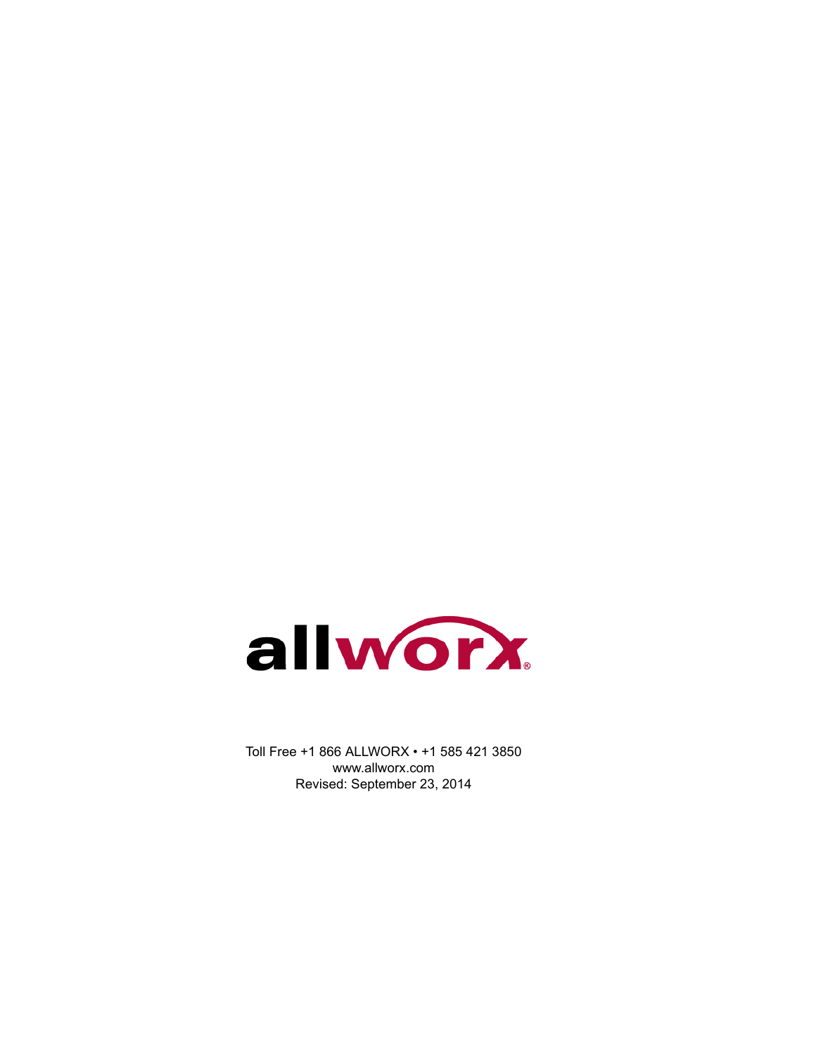allworx®

Toll Free +1 866 ALLWORX • +1 585 421 3850
www.allworx.com
Revised: September 23, 2014